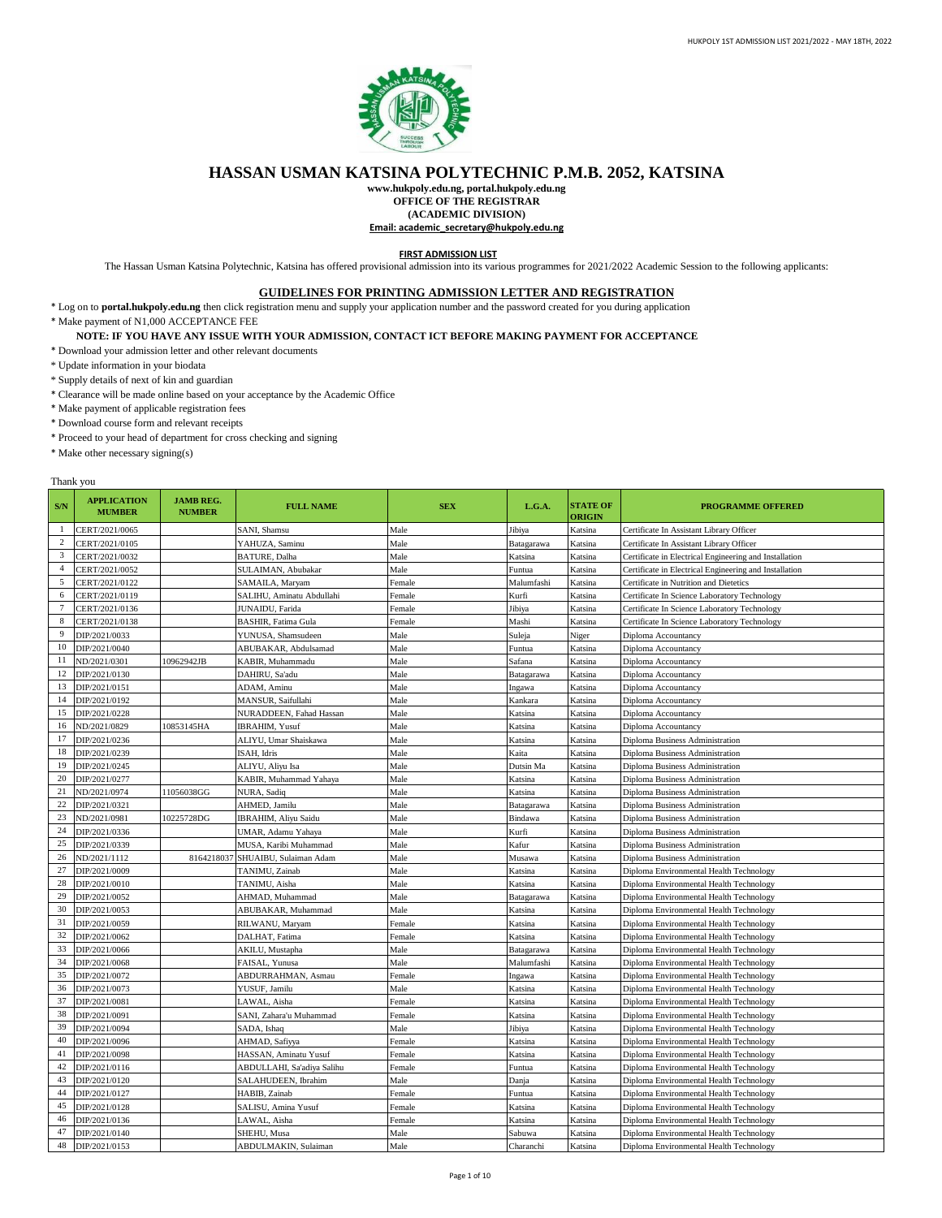# HASSAN USMAN KATSINA POLYTECHNIC P.M.B. 2052, KATSINA

**www.hukpoly.edu.ng, portal.hukpoly.edu.ng**
**OFFICE OF THE REGISTRAR**
**(ACADEMIC DIVISION)**
**Email: academic_secretary@hukpoly.edu.ng**

**FIRST ADMISSION LIST**

The Hassan Usman Katsina Polytechnic, Katsina has offered provisional admission into its various programmes for 2021/2022 Academic Session to the following applicants:

## GUIDELINES FOR PRINTING ADMISSION LETTER AND REGISTRATION

* Log on to **portal.hukpoly.edu.ng** then click registration menu and supply your application number and the password created for you during application
* Make payment of N1,000 ACCEPTANCE FEE

**NOTE: IF YOU HAVE ANY ISSUE WITH YOUR ADMISSION, CONTACT ICT BEFORE MAKING PAYMENT FOR ACCEPTANCE**

* Download your admission letter and other relevant documents
* Update information in your biodata
* Supply details of next of kin and guardian
* Clearance will be made online based on your acceptance by the Academic Office
* Make payment of applicable registration fees
* Download course form and relevant receipts
* Proceed to your head of department for cross checking and signing
* Make other necessary signing(s)

Thank you

| S/N | APPLICATION MUMBER | JAMB REG. NUMBER | FULL NAME | SEX | L.G.A. | STATE OF ORIGIN | PROGRAMME OFFERED |
|---|---|---|---|---|---|---|---|
| 1 | CERT/2021/0065 | | SANI, Shamsu | Male | Jibiya | Katsina | Certificate In Assistant Library Officer |
| 2 | CERT/2021/0105 | | YAHUZA, Saminu | Male | Batagarawa | Katsina | Certificate In Assistant Library Officer |
| 3 | CERT/2021/0032 | | BATURE, Dalha | Male | Katsina | Katsina | Certificate in Electrical Engineering and Installation |
| 4 | CERT/2021/0052 | | SULAIMAN, Abubakar | Male | Funtua | Katsina | Certificate in Electrical Engineering and Installation |
| 5 | CERT/2021/0122 | | SAMAILA, Maryam | Female | Malumfashi | Katsina | Certificate in Nutrition and Dietetics |
| 6 | CERT/2021/0119 | | SALIHU, Aminatu Abdullahi | Female | Kurfi | Katsina | Certificate In Science Laboratory Technology |
| 7 | CERT/2021/0136 | | JUNAIDU, Farida | Female | Jibiya | Katsina | Certificate In Science Laboratory Technology |
| 8 | CERT/2021/0138 | | BASHIR, Fatima Gula | Female | Mashi | Katsina | Certificate In Science Laboratory Technology |
| 9 | DIP/2021/0033 | | YUNUSA, Shamsudeen | Male | Suleja | Niger | Diploma Accountancy |
| 10 | DIP/2021/0040 | | ABUBAKAR, Abdulsamad | Male | Funtua | Katsina | Diploma Accountancy |
| 11 | ND/2021/0301 | 10962942JB | KABIR, Muhammadu | Male | Safana | Katsina | Diploma Accountancy |
| 12 | DIP/2021/0130 | | DAHIRU, Sa'adu | Male | Batagarawa | Katsina | Diploma Accountancy |
| 13 | DIP/2021/0151 | | ADAM, Aminu | Male | Ingawa | Katsina | Diploma Accountancy |
| 14 | DIP/2021/0192 | | MANSUR, Saifullahi | Male | Kankara | Katsina | Diploma Accountancy |
| 15 | DIP/2021/0228 | | NURADDEEN, Fahad Hassan | Male | Katsina | Katsina | Diploma Accountancy |
| 16 | ND/2021/0829 | 10853145HA | IBRAHIM, Yusuf | Male | Katsina | Katsina | Diploma Accountancy |
| 17 | DIP/2021/0236 | | ALIYU, Umar Shaiskawa | Male | Katsina | Katsina | Diploma Business Administration |
| 18 | DIP/2021/0239 | | ISAH, Idris | Male | Kaita | Katsina | Diploma Business Administration |
| 19 | DIP/2021/0245 | | ALIYU, Aliyu Isa | Male | Dutsin Ma | Katsina | Diploma Business Administration |
| 20 | DIP/2021/0277 | | KABIR, Muhammad Yahaya | Male | Katsina | Katsina | Diploma Business Administration |
| 21 | ND/2021/0974 | 11056038GG | NURA, Sadiq | Male | Katsina | Katsina | Diploma Business Administration |
| 22 | DIP/2021/0321 | | AHMED, Jamilu | Male | Batagarawa | Katsina | Diploma Business Administration |
| 23 | ND/2021/0981 | 10225728DG | IBRAHIM, Aliyu Saidu | Male | Bindawa | Katsina | Diploma Business Administration |
| 24 | DIP/2021/0336 | | UMAR, Adamu Yahaya | Male | Kurfi | Katsina | Diploma Business Administration |
| 25 | DIP/2021/0339 | | MUSA, Karibi Muhammad | Male | Kafur | Katsina | Diploma Business Administration |
| 26 | ND/2021/1112 | 8164218037 | SHUAIBU, Sulaiman Adam | Male | Musawa | Katsina | Diploma Business Administration |
| 27 | DIP/2021/0009 | | TANIMU, Zainab | Male | Katsina | Katsina | Diploma Environmental Health Technology |
| 28 | DIP/2021/0010 | | TANIMU, Aisha | Male | Katsina | Katsina | Diploma Environmental Health Technology |
| 29 | DIP/2021/0052 | | AHMAD, Muhammad | Male | Batagarawa | Katsina | Diploma Environmental Health Technology |
| 30 | DIP/2021/0053 | | ABUBAKAR, Muhammad | Male | Katsina | Katsina | Diploma Environmental Health Technology |
| 31 | DIP/2021/0059 | | RILWANU, Maryam | Female | Katsina | Katsina | Diploma Environmental Health Technology |
| 32 | DIP/2021/0062 | | DALHAT, Fatima | Female | Katsina | Katsina | Diploma Environmental Health Technology |
| 33 | DIP/2021/0066 | | AKILU, Mustapha | Male | Batagarawa | Katsina | Diploma Environmental Health Technology |
| 34 | DIP/2021/0068 | | FAISAL, Yunusa | Male | Malumfashi | Katsina | Diploma Environmental Health Technology |
| 35 | DIP/2021/0072 | | ABDURRAHMAN, Asmau | Female | Ingawa | Katsina | Diploma Environmental Health Technology |
| 36 | DIP/2021/0073 | | YUSUF, Jamilu | Male | Katsina | Katsina | Diploma Environmental Health Technology |
| 37 | DIP/2021/0081 | | LAWAL, Aisha | Female | Katsina | Katsina | Diploma Environmental Health Technology |
| 38 | DIP/2021/0091 | | SANI, Zahara'u Muhammad | Female | Katsina | Katsina | Diploma Environmental Health Technology |
| 39 | DIP/2021/0094 | | SADA, Ishaq | Male | Jibiya | Katsina | Diploma Environmental Health Technology |
| 40 | DIP/2021/0096 | | AHMAD, Safiyya | Female | Katsina | Katsina | Diploma Environmental Health Technology |
| 41 | DIP/2021/0098 | | HASSAN, Aminatu Yusuf | Female | Katsina | Katsina | Diploma Environmental Health Technology |
| 42 | DIP/2021/0116 | | ABDULLAHI, Sa'adiya Salihu | Female | Funtua | Katsina | Diploma Environmental Health Technology |
| 43 | DIP/2021/0120 | | SALAHUDEEN, Ibrahim | Male | Danja | Katsina | Diploma Environmental Health Technology |
| 44 | DIP/2021/0127 | | HABIB, Zainab | Female | Funtua | Katsina | Diploma Environmental Health Technology |
| 45 | DIP/2021/0128 | | SALISU, Amina Yusuf | Female | Katsina | Katsina | Diploma Environmental Health Technology |
| 46 | DIP/2021/0136 | | LAWAL, Aisha | Female | Katsina | Katsina | Diploma Environmental Health Technology |
| 47 | DIP/2021/0140 | | SHEHU, Musa | Male | Sabuwa | Katsina | Diploma Environmental Health Technology |
| 48 | DIP/2021/0153 | | ABDULMAKIN, Sulaiman | Male | Charanchi | Katsina | Diploma Environmental Health Technology |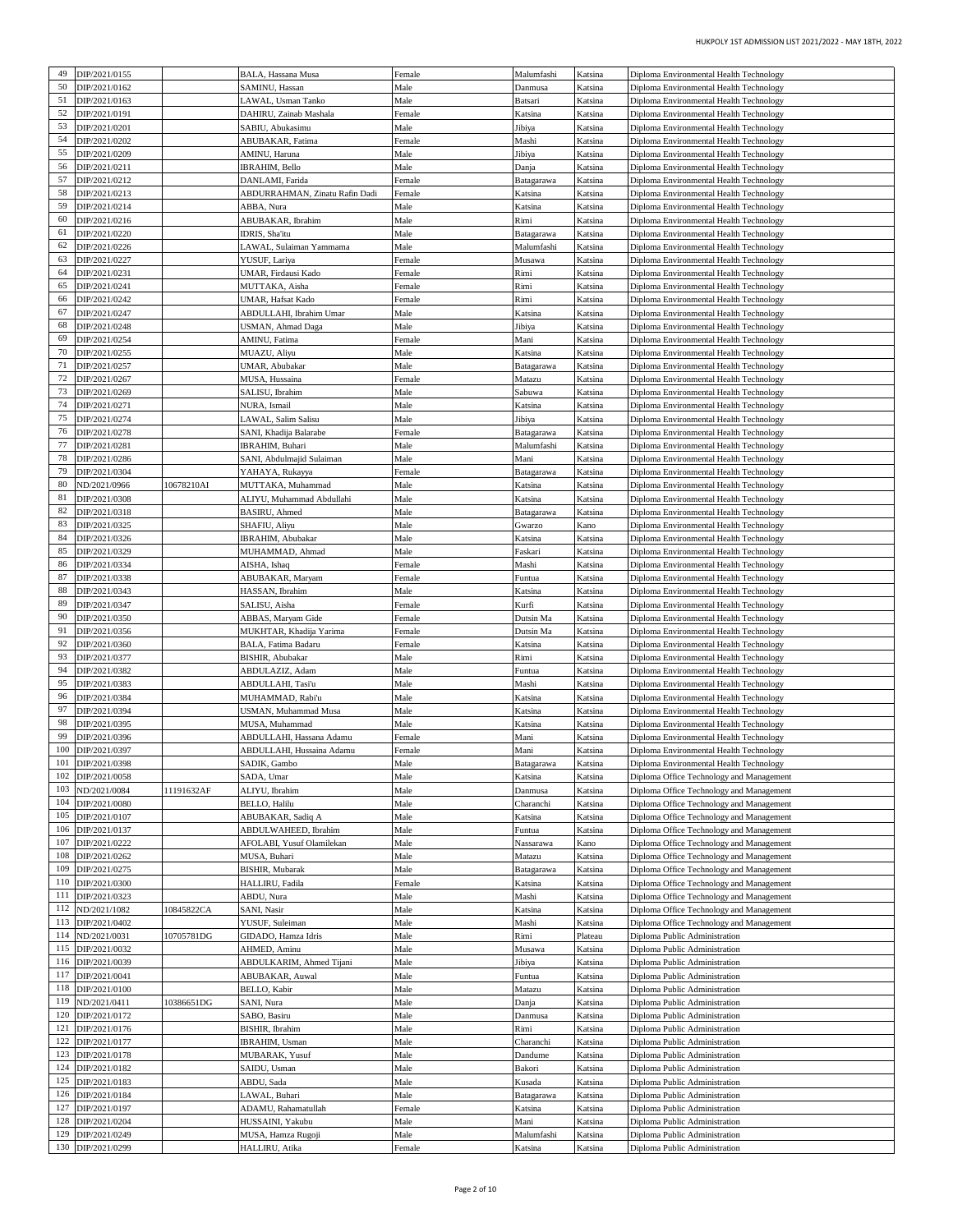| 49 | DIP/2021/0155 | | BALA, Hassana Musa | Female | Malumfashi | Katsina | Diploma Environmental Health Technology |
|---|---|---|---|---|---|---|---|
| 50 | DIP/2021/0162 | | SAMINU, Hassan | Male | Danmusa | Katsina | Diploma Environmental Health Technology |
| 51 | DIP/2021/0163 | | LAWAL, Usman Tanko | Male | Batsari | Katsina | Diploma Environmental Health Technology |
| 52 | DIP/2021/0191 | | DAHIRU, Zainab Mashala | Female | Katsina | Katsina | Diploma Environmental Health Technology |
| 53 | DIP/2021/0201 | | SABIU, Abukasimu | Male | Jibiya | Katsina | Diploma Environmental Health Technology |
| 54 | DIP/2021/0202 | | ABUBAKAR, Fatima | Female | Mashi | Katsina | Diploma Environmental Health Technology |
| 55 | DIP/2021/0209 | | AMINU, Haruna | Male | Jibiya | Katsina | Diploma Environmental Health Technology |
| 56 | DIP/2021/0211 | | IBRAHIM, Bello | Male | Danja | Katsina | Diploma Environmental Health Technology |
| 57 | DIP/2021/0212 | | DANLAMI, Farida | Female | Batagarawa | Katsina | Diploma Environmental Health Technology |
| 58 | DIP/2021/0213 | | ABDURRAHMAN, Zinatu Rafin Dadi | Female | Katsina | Katsina | Diploma Environmental Health Technology |
| 59 | DIP/2021/0214 | | ABBA, Nura | Male | Katsina | Katsina | Diploma Environmental Health Technology |
| 60 | DIP/2021/0216 | | ABUBAKAR, Ibrahim | Male | Rimi | Katsina | Diploma Environmental Health Technology |
| 61 | DIP/2021/0220 | | IDRIS, Sha'itu | Male | Batagarawa | Katsina | Diploma Environmental Health Technology |
| 62 | DIP/2021/0226 | | LAWAL, Sulaiman Yammama | Male | Malumfashi | Katsina | Diploma Environmental Health Technology |
| 63 | DIP/2021/0227 | | YUSUF, Lariya | Female | Musawa | Katsina | Diploma Environmental Health Technology |
| 64 | DIP/2021/0231 | | UMAR, Firdausi Kado | Female | Rimi | Katsina | Diploma Environmental Health Technology |
| 65 | DIP/2021/0241 | | MUTTAKA, Aisha | Female | Rimi | Katsina | Diploma Environmental Health Technology |
| 66 | DIP/2021/0242 | | UMAR, Hafsat Kado | Female | Rimi | Katsina | Diploma Environmental Health Technology |
| 67 | DIP/2021/0247 | | ABDULLAHI, Ibrahim Umar | Male | Katsina | Katsina | Diploma Environmental Health Technology |
| 68 | DIP/2021/0248 | | USMAN, Ahmad Daga | Male | Jibiya | Katsina | Diploma Environmental Health Technology |
| 69 | DIP/2021/0254 | | AMINU, Fatima | Female | Mani | Katsina | Diploma Environmental Health Technology |
| 70 | DIP/2021/0255 | | MUAZU, Aliyu | Male | Katsina | Katsina | Diploma Environmental Health Technology |
| 71 | DIP/2021/0257 | | UMAR, Abubakar | Male | Batagarawa | Katsina | Diploma Environmental Health Technology |
| 72 | DIP/2021/0267 | | MUSA, Hussaina | Female | Matazu | Katsina | Diploma Environmental Health Technology |
| 73 | DIP/2021/0269 | | SALISU, Ibrahim | Male | Sabuwa | Katsina | Diploma Environmental Health Technology |
| 74 | DIP/2021/0271 | | NURA, Ismail | Male | Katsina | Katsina | Diploma Environmental Health Technology |
| 75 | DIP/2021/0274 | | LAWAL, Salim Salisu | Male | Jibiya | Katsina | Diploma Environmental Health Technology |
| 76 | DIP/2021/0278 | | SANI, Khadija Balarabe | Female | Batagarawa | Katsina | Diploma Environmental Health Technology |
| 77 | DIP/2021/0281 | | IBRAHIM, Buhari | Male | Malumfashi | Katsina | Diploma Environmental Health Technology |
| 78 | DIP/2021/0286 | | SANI, Abdulmajid Sulaiman | Male | Mani | Katsina | Diploma Environmental Health Technology |
| 79 | DIP/2021/0304 | | YAHAYA, Rukayya | Female | Batagarawa | Katsina | Diploma Environmental Health Technology |
| 80 | ND/2021/0966 | 10678210AI | MUTTAKA, Muhammad | Male | Katsina | Katsina | Diploma Environmental Health Technology |
| 81 | DIP/2021/0308 | | ALIYU, Muhammad Abdullahi | Male | Katsina | Katsina | Diploma Environmental Health Technology |
| 82 | DIP/2021/0318 | | BASIRU, Ahmed | Male | Batagarawa | Katsina | Diploma Environmental Health Technology |
| 83 | DIP/2021/0325 | | SHAFIU, Aliyu | Male | Gwarzo | Kano | Diploma Environmental Health Technology |
| 84 | DIP/2021/0326 | | IBRAHIM, Abubakar | Male | Katsina | Katsina | Diploma Environmental Health Technology |
| 85 | DIP/2021/0329 | | MUHAMMAD, Ahmad | Male | Faskari | Katsina | Diploma Environmental Health Technology |
| 86 | DIP/2021/0334 | | AISHA, Ishaq | Female | Mashi | Katsina | Diploma Environmental Health Technology |
| 87 | DIP/2021/0338 | | ABUBAKAR, Maryam | Female | Funtua | Katsina | Diploma Environmental Health Technology |
| 88 | DIP/2021/0343 | | HASSAN, Ibrahim | Male | Katsina | Katsina | Diploma Environmental Health Technology |
| 89 | DIP/2021/0347 | | SALISU, Aisha | Female | Kurfi | Katsina | Diploma Environmental Health Technology |
| 90 | DIP/2021/0350 | | ABBAS, Maryam Gide | Female | Dutsin Ma | Katsina | Diploma Environmental Health Technology |
| 91 | DIP/2021/0356 | | MUKHTAR, Khadija Yarima | Female | Dutsin Ma | Katsina | Diploma Environmental Health Technology |
| 92 | DIP/2021/0360 | | BALA, Fatima Badaru | Female | Katsina | Katsina | Diploma Environmental Health Technology |
| 93 | DIP/2021/0377 | | BISHIR, Abubakar | Male | Rimi | Katsina | Diploma Environmental Health Technology |
| 94 | DIP/2021/0382 | | ABDULAZIZ, Adam | Male | Funtua | Katsina | Diploma Environmental Health Technology |
| 95 | DIP/2021/0383 | | ABDULLAHI, Tasi'u | Male | Mashi | Katsina | Diploma Environmental Health Technology |
| 96 | DIP/2021/0384 | | MUHAMMAD, Rabi'u | Male | Katsina | Katsina | Diploma Environmental Health Technology |
| 97 | DIP/2021/0394 | | USMAN, Muhammad Musa | Male | Katsina | Katsina | Diploma Environmental Health Technology |
| 98 | DIP/2021/0395 | | MUSA, Muhammad | Male | Katsina | Katsina | Diploma Environmental Health Technology |
| 99 | DIP/2021/0396 | | ABDULLAHI, Hassana Adamu | Female | Mani | Katsina | Diploma Environmental Health Technology |
| 100 | DIP/2021/0397 | | ABDULLAHI, Hussaina Adamu | Female | Mani | Katsina | Diploma Environmental Health Technology |
| 101 | DIP/2021/0398 | | SADIK, Gambo | Male | Batagarawa | Katsina | Diploma Environmental Health Technology |
| 102 | DIP/2021/0058 | | SADA, Umar | Male | Katsina | Katsina | Diploma Office Technology and Management |
| 103 | ND/2021/0084 | 11191632AF | ALIYU, Ibrahim | Male | Danmusa | Katsina | Diploma Office Technology and Management |
| 104 | DIP/2021/0080 | | BELLO, Halilu | Male | Charanchi | Katsina | Diploma Office Technology and Management |
| 105 | DIP/2021/0107 | | ABUBAKAR, Sadiq A | Male | Katsina | Katsina | Diploma Office Technology and Management |
| 106 | DIP/2021/0137 | | ABDULWAHEED, Ibrahim | Male | Funtua | Katsina | Diploma Office Technology and Management |
| 107 | DIP/2021/0222 | | AFOLABI, Yusuf Olamilekan | Male | Nassarawa | Kano | Diploma Office Technology and Management |
| 108 | DIP/2021/0262 | | MUSA, Buhari | Male | Matazu | Katsina | Diploma Office Technology and Management |
| 109 | DIP/2021/0275 | | BISHIR, Mubarak | Male | Batagarawa | Katsina | Diploma Office Technology and Management |
| 110 | DIP/2021/0300 | | HALLIRU, Fadila | Female | Katsina | Katsina | Diploma Office Technology and Management |
| 111 | DIP/2021/0323 | | ABDU, Nura | Male | Mashi | Katsina | Diploma Office Technology and Management |
| 112 | ND/2021/1082 | 10845822CA | SANI, Nasir | Male | Katsina | Katsina | Diploma Office Technology and Management |
| 113 | DIP/2021/0402 | | YUSUF, Suleiman | Male | Mashi | Katsina | Diploma Office Technology and Management |
| 114 | ND/2021/0031 | 10705781DG | GIDADO, Hamza Idris | Male | Rimi | Plateau | Diploma Public Administration |
| 115 | DIP/2021/0032 | | AHMED, Aminu | Male | Musawa | Katsina | Diploma Public Administration |
| 116 | DIP/2021/0039 | | ABDULKARIM, Ahmed Tijani | Male | Jibiya | Katsina | Diploma Public Administration |
| 117 | DIP/2021/0041 | | ABUBAKAR, Auwal | Male | Funtua | Katsina | Diploma Public Administration |
| 118 | DIP/2021/0100 | | BELLO, Kabir | Male | Matazu | Katsina | Diploma Public Administration |
| 119 | ND/2021/0411 | 10386651DG | SANI, Nura | Male | Danja | Katsina | Diploma Public Administration |
| 120 | DIP/2021/0172 | | SABO, Basiru | Male | Danmusa | Katsina | Diploma Public Administration |
| 121 | DIP/2021/0176 | | BISHIR, Ibrahim | Male | Rimi | Katsina | Diploma Public Administration |
| 122 | DIP/2021/0177 | | IBRAHIM, Usman | Male | Charanchi | Katsina | Diploma Public Administration |
| 123 | DIP/2021/0178 | | MUBARAK, Yusuf | Male | Dandume | Katsina | Diploma Public Administration |
| 124 | DIP/2021/0182 | | SAIDU, Usman | Male | Bakori | Katsina | Diploma Public Administration |
| 125 | DIP/2021/0183 | | ABDU, Sada | Male | Kusada | Katsina | Diploma Public Administration |
| 126 | DIP/2021/0184 | | LAWAL, Buhari | Male | Batagarawa | Katsina | Diploma Public Administration |
| 127 | DIP/2021/0197 | | ADAMU, Rahamatullah | Female | Katsina | Katsina | Diploma Public Administration |
| 128 | DIP/2021/0204 | | HUSSAINI, Yakubu | Male | Mani | Katsina | Diploma Public Administration |
| 129 | DIP/2021/0249 | | MUSA, Hamza Rugoji | Male | Malumfashi | Katsina | Diploma Public Administration |
| 130 | DIP/2021/0299 | | HALLIRU, Atika | Female | Katsina | Katsina | Diploma Public Administration |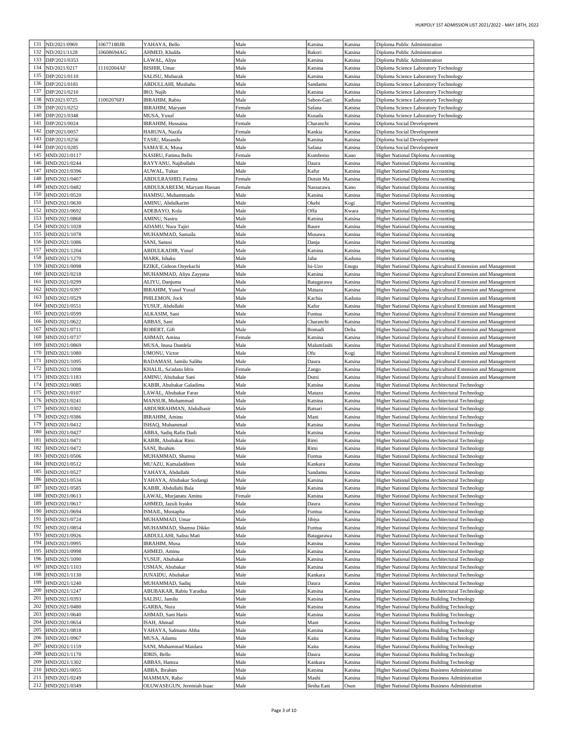| 131 | ND/2021/0969 | 10677180JB | YAHAYA, Bello | Male | Katsina | Katsina | Diploma Public Administration |
|---|---|---|---|---|---|---|---|
| 132 | ND/2021/1128 | 10608694AG | AHMED, Khalifa | Male | Bakori | Katsina | Diploma Public Administration |
| 133 | DIP/2021/0353 | | LAWAL, Aliyu | Male | Katsina | Katsina | Diploma Public Administration |
| 134 | ND/2021/0217 | 11102004AF | BISHIR, Umar | Male | Katsina | Katsina | Diploma Science Laboratory Technology |
| 135 | DIP/2021/0110 | | SALISU, Mubarak | Male | Katsina | Katsina | Diploma Science Laboratory Technology |
| 136 | DIP/2021/0181 | | ABDULLAHI, Musbahu | Male | Sandamu | Katsina | Diploma Science Laboratory Technology |
| 137 | DIP/2021/0210 | | IRO, Najib | Male | Katsina | Katsina | Diploma Science Laboratory Technology |
| 138 | ND/2021/0725 | 11002076FJ | IBRAHIM, Rabiu | Male | Sabon-Gari | Kaduna | Diploma Science Laboratory Technology |
| 139 | DIP/2021/0252 | | IBRAHIM, Maryam | Female | Safana | Katsina | Diploma Science Laboratory Technology |
| 140 | DIP/2021/0348 | | MUSA, Yusuf | Male | Kusada | Katsina | Diploma Science Laboratory Technology |
| 141 | DIP/2021/0024 | | IBRAHIM, Hussaina | Female | Charanchi | Katsina | Diploma Social Development |
| 142 | DIP/2021/0057 | | HARUNA, Nazifa | Female | Kankia | Katsina | Diploma Social Development |
| 143 | DIP/2021/0256 | | TASIU, Masaudu | Male | Katsina | Katsina | Diploma Social Development |
| 144 | DIP/2021/0285 | | SAMA'ILA, Musa | Male | Safana | Katsina | Diploma Social Development |
| 145 | HND/2021/0117 | | NASIRU, Fatima Bello | Female | Kumbotso | Kano | Higher National Diploma Accounting |
| 146 | HND/2021/0244 | | RAYYANU, Najibullahi | Male | Daura | Katsina | Higher National Diploma Accounting |
| 147 | HND/2021/0396 | | AUWAL, Tukur | Male | Kafur | Katsina | Higher National Diploma Accounting |
| 148 | HND/2021/0407 | | ABDULRASHID, Fatima | Female | Dutsin Ma | Katsina | Higher National Diploma Accounting |
| 149 | HND/2021/0482 | | ABDULKAREEM, Maryam Hassan | Female | Nassarawa | Kano | Higher National Diploma Accounting |
| 150 | HND/2021/0520 | | HAMISU, Muhammadu | Male | Katsina | Katsina | Higher National Diploma Accounting |
| 151 | HND/2021/0630 | | AMINU, Abdulkarim | Male | Okehi | Kogi | Higher National Diploma Accounting |
| 152 | HND/2021/0692 | | ADEBAYO, Kola | Male | Offa | Kwara | Higher National Diploma Accounting |
| 153 | HND/2021/0868 | | AMINU, Nasiru | Male | Katsina | Katsina | Higher National Diploma Accounting |
| 154 | HND/2021/1028 | | ADAMU, Nura Tajiri | Male | Baure | Katsina | Higher National Diploma Accounting |
| 155 | HND/2021/1078 | | MUHAMMAD, Samaila | Male | Musawa | Katsina | Higher National Diploma Accounting |
| 156 | HND/2021/1086 | | SANI, Sanusi | Male | Danja | Katsina | Higher National Diploma Accounting |
| 157 | HND/2021/1204 | | ABDULKADIR, Yusuf | Male | Katsina | Katsina | Higher National Diploma Accounting |
| 158 | HND/2021/1270 | | MARK, Ishaku | Male | Jaba | Kaduna | Higher National Diploma Accounting |
| 159 | HND/2021/0098 | | EZIKE, Gideon Onyekachi | Male | Isi-Uzo | Enugu | Higher National Diploma Agricultural Extension and Management |
| 160 | HND/2021/0218 | | MUHAMMAD, Aliyu Zayyana | Male | Katsina | Katsina | Higher National Diploma Agricultural Extension and Management |
| 161 | HND/2021/0299 | | ALIYU, Danjuma | Male | Batagarawa | Katsina | Higher National Diploma Agricultural Extension and Management |
| 162 | HND/2021/0397 | | IBRAHIM, Yusuf Yusuf | Male | Matazu | Katsina | Higher National Diploma Agricultural Extension and Management |
| 163 | HND/2021/0529 | | PHILEMON, Jock | Male | Kachia | Kaduna | Higher National Diploma Agricultural Extension and Management |
| 164 | HND/2021/0551 | | YUSUF, Abdullahi | Male | Kafur | Katsina | Higher National Diploma Agricultural Extension and Management |
| 165 | HND/2021/0599 | | ALKASIM, Sani | Male | Funtua | Katsina | Higher National Diploma Agricultural Extension and Management |
| 166 | HND/2021/0622 | | ABBAS, Sani | Male | Charanchi | Katsina | Higher National Diploma Agricultural Extension and Management |
| 167 | HND/2021/0711 | | ROBERT, Gift | Male | Bomadi | Delta | Higher National Diploma Agricultural Extension and Management |
| 168 | HND/2021/0737 | | AHMAD, Amina | Female | Katsina | Katsina | Higher National Diploma Agricultural Extension and Management |
| 169 | HND/2021/0869 | | MUSA, Inusa Dandela | Male | Malumfashi | Katsina | Higher National Diploma Agricultural Extension and Management |
| 170 | HND/2021/1080 | | UMONU, Victor | Male | Ofu | Kogi | Higher National Diploma Agricultural Extension and Management |
| 171 | HND/2021/1095 | | BADAMASI, Jamilu Salihu | Male | Daura | Katsina | Higher National Diploma Agricultural Extension and Management |
| 172 | HND/2021/1098 | | KHALIL, Sa'adatu Idris | Female | Zango | Katsina | Higher National Diploma Agricultural Extension and Management |
| 173 | HND/2021/1183 | | AMINU, Abubakar Sani | Male | Dutsi | Katsina | Higher National Diploma Agricultural Extension and Management |
| 174 | HND/2021/0085 | | KABIR, Abubakar Galadima | Male | Katsina | Katsina | Higher National Diploma Architectural Technology |
| 175 | HND/2021/0107 | | LAWAL, Abubakar Faras | Male | Matazu | Katsina | Higher National Diploma Architectural Technology |
| 176 | HND/2021/0241 | | MANSUR, Mohammad | Male | Katsina | Katsina | Higher National Diploma Architectural Technology |
| 177 | HND/2021/0302 | | ABDURRAHMAN, Abdulbasir | Male | Batsari | Katsina | Higher National Diploma Architectural Technology |
| 178 | HND/2021/0386 | | IBRAHIM, Aminu | Male | Mani | Katsina | Higher National Diploma Architectural Technology |
| 179 | HND/2021/0412 | | ISHAQ, Muhammad | Male | Katsina | Katsina | Higher National Diploma Architectural Technology |
| 180 | HND/2021/0427 | | ABBA, Sadiq Rafin Dadi | Male | Katsina | Katsina | Higher National Diploma Architectural Technology |
| 181 | HND/2021/0471 | | KABIR, Abubakar Rimi | Male | Rimi | Katsina | Higher National Diploma Architectural Technology |
| 182 | HND/2021/0472 | | SANI, Ibrahim | Male | Rimi | Katsina | Higher National Diploma Architectural Technology |
| 183 | HND/2021/0506 | | MUHAMMAD, Shamsu | Male | Funtua | Katsina | Higher National Diploma Architectural Technology |
| 184 | HND/2021/0512 | | MU'AZU, Kamaladdeen | Male | Kankara | Katsina | Higher National Diploma Architectural Technology |
| 185 | HND/2021/0527 | | YAHAYA, Abdullahi | Male | Sandamu | Katsina | Higher National Diploma Architectural Technology |
| 186 | HND/2021/0534 | | YAHAYA, Abubakar Sodangi | Male | Katsina | Katsina | Higher National Diploma Architectural Technology |
| 187 | HND/2021/0585 | | KABIR, Abdullahi Bala | Male | Katsina | Katsina | Higher National Diploma Architectural Technology |
| 188 | HND/2021/0613 | | LAWAL, Murjanatu Aminu | Female | Katsina | Katsina | Higher National Diploma Architectural Technology |
| 189 | HND/2021/0617 | | AHMED, Jazuli Isyaku | Male | Daura | Katsina | Higher National Diploma Architectural Technology |
| 190 | HND/2021/0694 | | ISMAIL, Mustapha | Male | Funtua | Katsina | Higher National Diploma Architectural Technology |
| 191 | HND/2021/0724 | | MUHAMMAD, Umar | Male | Jibiya | Katsina | Higher National Diploma Architectural Technology |
| 192 | HND/2021/0854 | | MUHAMMAD, Shamsu Dikko | Male | Funtua | Katsina | Higher National Diploma Architectural Technology |
| 193 | HND/2021/0926 | | ABDULLAHI, Salisu Mati | Male | Batagarawa | Katsina | Higher National Diploma Architectural Technology |
| 194 | HND/2021/0995 | | IBRAHIM, Musa | Male | Katsina | Katsina | Higher National Diploma Architectural Technology |
| 195 | HND/2021/0998 | | AHMED, Aminu | Male | Katsina | Katsina | Higher National Diploma Architectural Technology |
| 196 | HND/2021/1090 | | YUSUF, Abubakar | Male | Katsina | Katsina | Higher National Diploma Architectural Technology |
| 197 | HND/2021/1103 | | USMAN, Abubakar | Male | Katsina | Katsina | Higher National Diploma Architectural Technology |
| 198 | HND/2021/1130 | | JUNAIDU, Abubakar | Male | Kankara | Katsina | Higher National Diploma Architectural Technology |
| 199 | HND/2021/1240 | | MUHAMMAD, Sadiq | Male | Daura | Katsina | Higher National Diploma Architectural Technology |
| 200 | HND/2021/1247 | | ABUBAKAR, Rabiu Yaradua | Male | Katsina | Katsina | Higher National Diploma Architectural Technology |
| 201 | HND/2021/0393 | | SALISU, Jamilu | Male | Katsina | Katsina | Higher National Diploma Building Technology |
| 202 | HND/2021/0480 | | GARBA, Nura | Male | Katsina | Katsina | Higher National Diploma Building Technology |
| 203 | HND/2021/0640 | | AHMAD, Sani Haris | Male | Katsina | Katsina | Higher National Diploma Building Technology |
| 204 | HND/2021/0654 | | ISAH, Ahmad | Male | Mani | Katsina | Higher National Diploma Building Technology |
| 205 | HND/2021/0818 | | YAHAYA, Salmanu Abba | Male | Katsina | Katsina | Higher National Diploma Building Technology |
| 206 | HND/2021/0967 | | MUSA, Adamu | Male | Kaita | Katsina | Higher National Diploma Building Technology |
| 207 | HND/2021/1159 | | SANI, Muhammad Maidara | Male | Kaita | Katsina | Higher National Diploma Building Technology |
| 208 | HND/2021/1170 | | IDRIS, Bello | Male | Daura | Katsina | Higher National Diploma Building Technology |
| 209 | HND/2021/1302 | | ABBAS, Hamza | Male | Kankara | Katsina | Higher National Diploma Building Technology |
| 210 | HND/2021/0055 | | ABBA, Ibrahim | Male | Katsina | Katsina | Higher National Diploma Business Administration |
| 211 | HND/2021/0249 | | MAMMAN, Rabo | Male | Mashi | Katsina | Higher National Diploma Business Administration |
| 212 | HND/2021/0349 | | OLUWASEGUN, Jeremiah Isaac | Male | Ilesha East | Osun | Higher National Diploma Business Administration |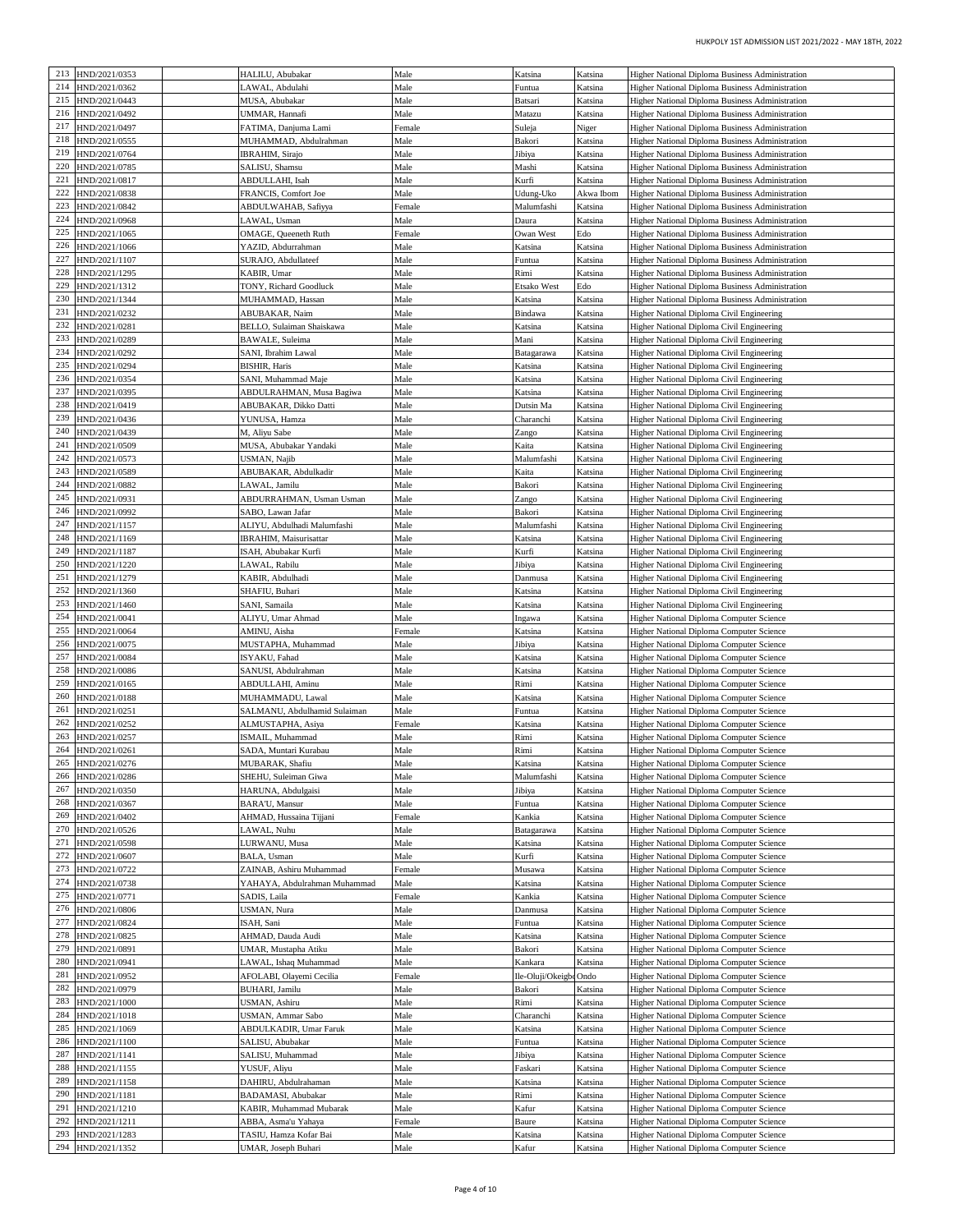| 213 | HND/2021/0353 | | HALILU, Abubakar | Male | Katsina | Katsina | Higher National Diploma Business Administration |
|---|---|---|---|---|---|---|---|
| 214 | HND/2021/0362 | | LAWAL, Abdulahi | Male | Funtua | Katsina | Higher National Diploma Business Administration |
| 215 | HND/2021/0443 | | MUSA, Abubakar | Male | Batsari | Katsina | Higher National Diploma Business Administration |
| 216 | HND/2021/0492 | | UMMAR, Hannafi | Male | Matazu | Katsina | Higher National Diploma Business Administration |
| 217 | HND/2021/0497 | | FATIMA, Danjuma Lami | Female | Suleja | Niger | Higher National Diploma Business Administration |
| 218 | HND/2021/0555 | | MUHAMMAD, Abdulrahman | Male | Bakori | Katsina | Higher National Diploma Business Administration |
| 219 | HND/2021/0764 | | IBRAHIM, Sirajo | Male | Jibiya | Katsina | Higher National Diploma Business Administration |
| 220 | HND/2021/0785 | | SALISU, Shamsu | Male | Mashi | Katsina | Higher National Diploma Business Administration |
| 221 | HND/2021/0817 | | ABDULLAHI, Isah | Male | Kurfi | Katsina | Higher National Diploma Business Administration |
| 222 | HND/2021/0838 | | FRANCIS, Comfort Joe | Male | Udung-Uko | Akwa Ibom | Higher National Diploma Business Administration |
| 223 | HND/2021/0842 | | ABDULWAHAB, Safiyya | Female | Malumfashi | Katsina | Higher National Diploma Business Administration |
| 224 | HND/2021/0968 | | LAWAL, Usman | Male | Daura | Katsina | Higher National Diploma Business Administration |
| 225 | HND/2021/1065 | | OMAGE, Queeneth Ruth | Female | Owan West | Edo | Higher National Diploma Business Administration |
| 226 | HND/2021/1066 | | YAZID, Abdurrahman | Male | Katsina | Katsina | Higher National Diploma Business Administration |
| 227 | HND/2021/1107 | | SURAJO, Abdullateef | Male | Funtua | Katsina | Higher National Diploma Business Administration |
| 228 | HND/2021/1295 | | KABIR, Umar | Male | Rimi | Katsina | Higher National Diploma Business Administration |
| 229 | HND/2021/1312 | | TONY, Richard Goodluck | Male | Etsako West | Edo | Higher National Diploma Business Administration |
| 230 | HND/2021/1344 | | MUHAMMAD, Hassan | Male | Katsina | Katsina | Higher National Diploma Business Administration |
| 231 | HND/2021/0232 | | ABUBAKAR, Naim | Male | Bindawa | Katsina | Higher National Diploma Civil Engineering |
| 232 | HND/2021/0281 | | BELLO, Sulaiman Shaiskawa | Male | Katsina | Katsina | Higher National Diploma Civil Engineering |
| 233 | HND/2021/0289 | | BAWALE, Suleima | Male | Mani | Katsina | Higher National Diploma Civil Engineering |
| 234 | HND/2021/0292 | | SANI, Ibrahim Lawal | Male | Batagarawa | Katsina | Higher National Diploma Civil Engineering |
| 235 | HND/2021/0294 | | BISHIR, Haris | Male | Katsina | Katsina | Higher National Diploma Civil Engineering |
| 236 | HND/2021/0354 | | SANI, Muhammad Maje | Male | Katsina | Katsina | Higher National Diploma Civil Engineering |
| 237 | HND/2021/0395 | | ABDULRAHMAN, Musa Bagiwa | Male | Katsina | Katsina | Higher National Diploma Civil Engineering |
| 238 | HND/2021/0419 | | ABUBAKAR, Dikko Datti | Male | Dutsin Ma | Katsina | Higher National Diploma Civil Engineering |
| 239 | HND/2021/0436 | | YUNUSA, Hamza | Male | Charanchi | Katsina | Higher National Diploma Civil Engineering |
| 240 | HND/2021/0439 | | M, Aliyu Sabe | Male | Zango | Katsina | Higher National Diploma Civil Engineering |
| 241 | HND/2021/0509 | | MUSA, Abubakar Yandaki | Male | Kaita | Katsina | Higher National Diploma Civil Engineering |
| 242 | HND/2021/0573 | | USMAN, Najib | Male | Malumfashi | Katsina | Higher National Diploma Civil Engineering |
| 243 | HND/2021/0589 | | ABUBAKAR, Abdulkadir | Male | Kaita | Katsina | Higher National Diploma Civil Engineering |
| 244 | HND/2021/0882 | | LAWAL, Jamilu | Male | Bakori | Katsina | Higher National Diploma Civil Engineering |
| 245 | HND/2021/0931 | | ABDURRAHMAN, Usman Usman | Male | Zango | Katsina | Higher National Diploma Civil Engineering |
| 246 | HND/2021/0992 | | SABO, Lawan Jafar | Male | Bakori | Katsina | Higher National Diploma Civil Engineering |
| 247 | HND/2021/1157 | | ALIYU, Abdulhadi Malumfashi | Male | Malumfashi | Katsina | Higher National Diploma Civil Engineering |
| 248 | HND/2021/1169 | | IBRAHIM, Maisurisattar | Male | Katsina | Katsina | Higher National Diploma Civil Engineering |
| 249 | HND/2021/1187 | | ISAH, Abubakar Kurfi | Male | Kurfi | Katsina | Higher National Diploma Civil Engineering |
| 250 | HND/2021/1220 | | LAWAL, Rabilu | Male | Jibiya | Katsina | Higher National Diploma Civil Engineering |
| 251 | HND/2021/1279 | | KABIR, Abdulhadi | Male | Danmusa | Katsina | Higher National Diploma Civil Engineering |
| 252 | HND/2021/1360 | | SHAFIU, Buhari | Male | Katsina | Katsina | Higher National Diploma Civil Engineering |
| 253 | HND/2021/1460 | | SANI, Samaila | Male | Katsina | Katsina | Higher National Diploma Civil Engineering |
| 254 | HND/2021/0041 | | ALIYU, Umar Ahmad | Male | Ingawa | Katsina | Higher National Diploma Computer Science |
| 255 | HND/2021/0064 | | AMINU, Aisha | Female | Katsina | Katsina | Higher National Diploma Computer Science |
| 256 | HND/2021/0075 | | MUSTAPHA, Muhammad | Male | Jibiya | Katsina | Higher National Diploma Computer Science |
| 257 | HND/2021/0084 | | ISYAKU, Fahad | Male | Katsina | Katsina | Higher National Diploma Computer Science |
| 258 | HND/2021/0086 | | SANUSI, Abdulrahman | Male | Katsina | Katsina | Higher National Diploma Computer Science |
| 259 | HND/2021/0165 | | ABDULLAHI, Aminu | Male | Rimi | Katsina | Higher National Diploma Computer Science |
| 260 | HND/2021/0188 | | MUHAMMADU, Lawal | Male | Katsina | Katsina | Higher National Diploma Computer Science |
| 261 | HND/2021/0251 | | SALMANU, Abdulhamid Sulaiman | Male | Funtua | Katsina | Higher National Diploma Computer Science |
| 262 | HND/2021/0252 | | ALMUSTAPHA, Asiya | Female | Katsina | Katsina | Higher National Diploma Computer Science |
| 263 | HND/2021/0257 | | ISMAIL, Muhammad | Male | Rimi | Katsina | Higher National Diploma Computer Science |
| 264 | HND/2021/0261 | | SADA, Muntari Kurabau | Male | Rimi | Katsina | Higher National Diploma Computer Science |
| 265 | HND/2021/0276 | | MUBARAK, Shafiu | Male | Katsina | Katsina | Higher National Diploma Computer Science |
| 266 | HND/2021/0286 | | SHEHU, Suleiman Giwa | Male | Malumfashi | Katsina | Higher National Diploma Computer Science |
| 267 | HND/2021/0350 | | HARUNA, Abdulgaisi | Male | Jibiya | Katsina | Higher National Diploma Computer Science |
| 268 | HND/2021/0367 | | BARA'U, Mansur | Male | Funtua | Katsina | Higher National Diploma Computer Science |
| 269 | HND/2021/0402 | | AHMAD, Hussaina Tijjani | Female | Kankia | Katsina | Higher National Diploma Computer Science |
| 270 | HND/2021/0526 | | LAWAL, Nuhu | Male | Batagarawa | Katsina | Higher National Diploma Computer Science |
| 271 | HND/2021/0598 | | LURWANU, Musa | Male | Katsina | Katsina | Higher National Diploma Computer Science |
| 272 | HND/2021/0607 | | BALA, Usman | Male | Kurfi | Katsina | Higher National Diploma Computer Science |
| 273 | HND/2021/0722 | | ZAINAB, Ashiru Muhammad | Female | Musawa | Katsina | Higher National Diploma Computer Science |
| 274 | HND/2021/0738 | | YAHAYA, Abdulrahman Muhammad | Male | Katsina | Katsina | Higher National Diploma Computer Science |
| 275 | HND/2021/0771 | | SADIS, Laila | Female | Kankia | Katsina | Higher National Diploma Computer Science |
| 276 | HND/2021/0806 | | USMAN, Nura | Male | Danmusa | Katsina | Higher National Diploma Computer Science |
| 277 | HND/2021/0824 | | ISAH, Sani | Male | Funtua | Katsina | Higher National Diploma Computer Science |
| 278 | HND/2021/0825 | | AHMAD, Dauda Audi | Male | Katsina | Katsina | Higher National Diploma Computer Science |
| 279 | HND/2021/0891 | | UMAR, Mustapha Atiku | Male | Bakori | Katsina | Higher National Diploma Computer Science |
| 280 | HND/2021/0941 | | LAWAL, Ishaq Muhammad | Male | Kankara | Katsina | Higher National Diploma Computer Science |
| 281 | HND/2021/0952 | | AFOLABI, Olayemi Cecilia | Female | Ile-Oluji/Okeigbo | Ondo | Higher National Diploma Computer Science |
| 282 | HND/2021/0979 | | BUHARI, Jamilu | Male | Bakori | Katsina | Higher National Diploma Computer Science |
| 283 | HND/2021/1000 | | USMAN, Ashiru | Male | Rimi | Katsina | Higher National Diploma Computer Science |
| 284 | HND/2021/1018 | | USMAN, Ammar Sabo | Male | Charanchi | Katsina | Higher National Diploma Computer Science |
| 285 | HND/2021/1069 | | ABDULKADIR, Umar Faruk | Male | Katsina | Katsina | Higher National Diploma Computer Science |
| 286 | HND/2021/1100 | | SALISU, Abubakar | Male | Funtua | Katsina | Higher National Diploma Computer Science |
| 287 | HND/2021/1141 | | SALISU, Muhammad | Male | Jibiya | Katsina | Higher National Diploma Computer Science |
| 288 | HND/2021/1155 | | YUSUF, Aliyu | Male | Faskari | Katsina | Higher National Diploma Computer Science |
| 289 | HND/2021/1158 | | DAHIRU, Abdulrahaman | Male | Katsina | Katsina | Higher National Diploma Computer Science |
| 290 | HND/2021/1181 | | BADAMASI, Abubakar | Male | Rimi | Katsina | Higher National Diploma Computer Science |
| 291 | HND/2021/1210 | | KABIR, Muhammad Mubarak | Male | Kafur | Katsina | Higher National Diploma Computer Science |
| 292 | HND/2021/1211 | | ABBA, Asma'u Yahaya | Female | Baure | Katsina | Higher National Diploma Computer Science |
| 293 | HND/2021/1283 | | TASIU, Hamza Kofar Bai | Male | Katsina | Katsina | Higher National Diploma Computer Science |
| 294 | HND/2021/1352 | | UMAR, Joseph Buhari | Male | Kafur | Katsina | Higher National Diploma Computer Science |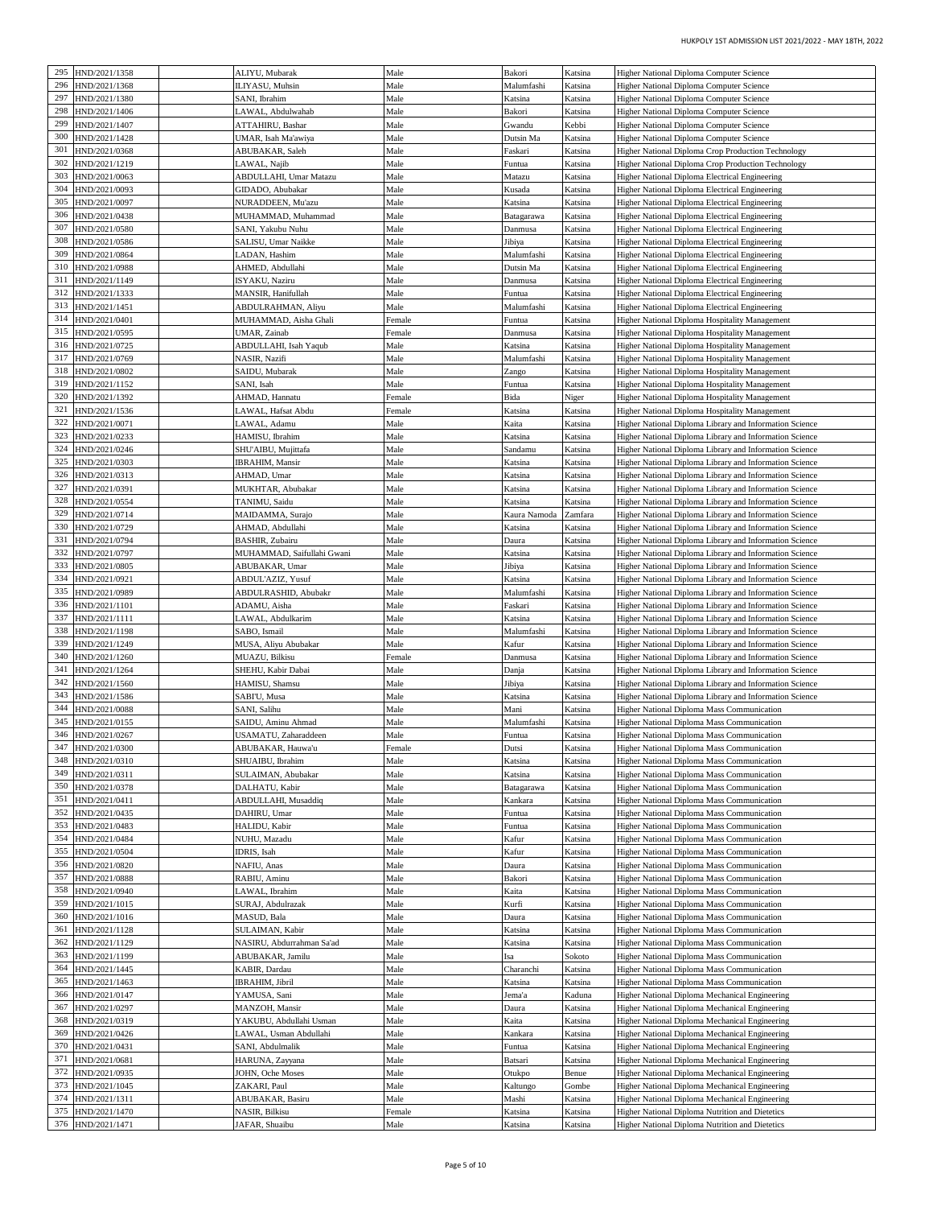| 295 | HND/2021/1358 | | ALIYU, Mubarak | Male | Bakori | Katsina | Higher National Diploma Computer Science |
|---|---|---|---|---|---|---|---|
| 296 | HND/2021/1368 | | ILIYASU, Muhsin | Male | Malumfashi | Katsina | Higher National Diploma Computer Science |
| 297 | HND/2021/1380 | | SANI, Ibrahim | Male | Katsina | Katsina | Higher National Diploma Computer Science |
| 298 | HND/2021/1406 | | LAWAL, Abdulwahab | Male | Bakori | Katsina | Higher National Diploma Computer Science |
| 299 | HND/2021/1407 | | ATTAHIRU, Bashar | Male | Gwandu | Kebbi | Higher National Diploma Computer Science |
| 300 | HND/2021/1428 | | UMAR, Isah Ma'awiya | Male | Dutsin Ma | Katsina | Higher National Diploma Computer Science |
| 301 | HND/2021/0368 | | ABUBAKAR, Saleh | Male | Faskari | Katsina | Higher National Diploma Crop Production Technology |
| 302 | HND/2021/1219 | | LAWAL, Najib | Male | Funtua | Katsina | Higher National Diploma Crop Production Technology |
| 303 | HND/2021/0063 | | ABDULLAHI, Umar Matazu | Male | Matazu | Katsina | Higher National Diploma Electrical Engineering |
| 304 | HND/2021/0093 | | GIDADO, Abubakar | Male | Kusada | Katsina | Higher National Diploma Electrical Engineering |
| 305 | HND/2021/0097 | | NURADDEEN, Mu'azu | Male | Katsina | Katsina | Higher National Diploma Electrical Engineering |
| 306 | HND/2021/0438 | | MUHAMMAD, Muhammad | Male | Batagarawa | Katsina | Higher National Diploma Electrical Engineering |
| 307 | HND/2021/0580 | | SANI, Yakubu Nuhu | Male | Danmusa | Katsina | Higher National Diploma Electrical Engineering |
| 308 | HND/2021/0586 | | SALISU, Umar Naikke | Male | Jibiya | Katsina | Higher National Diploma Electrical Engineering |
| 309 | HND/2021/0864 | | LADAN, Hashim | Male | Malumfashi | Katsina | Higher National Diploma Electrical Engineering |
| 310 | HND/2021/0988 | | AHMED, Abdullahi | Male | Dutsin Ma | Katsina | Higher National Diploma Electrical Engineering |
| 311 | HND/2021/1149 | | ISYAKU, Naziru | Male | Danmusa | Katsina | Higher National Diploma Electrical Engineering |
| 312 | HND/2021/1333 | | MANSIR, Hanifullah | Male | Funtua | Katsina | Higher National Diploma Electrical Engineering |
| 313 | HND/2021/1451 | | ABDULRAHMAN, Aliyu | Male | Malumfashi | Katsina | Higher National Diploma Electrical Engineering |
| 314 | HND/2021/0401 | | MUHAMMAD, Aisha Ghali | Female | Funtua | Katsina | Higher National Diploma Hospitality Management |
| 315 | HND/2021/0595 | | UMAR, Zainab | Female | Danmusa | Katsina | Higher National Diploma Hospitality Management |
| 316 | HND/2021/0725 | | ABDULLAHI, Isah Yaqub | Male | Katsina | Katsina | Higher National Diploma Hospitality Management |
| 317 | HND/2021/0769 | | NASIR, Nazifi | Male | Malumfashi | Katsina | Higher National Diploma Hospitality Management |
| 318 | HND/2021/0802 | | SAIDU, Mubarak | Male | Zango | Katsina | Higher National Diploma Hospitality Management |
| 319 | HND/2021/1152 | | SANI, Isah | Male | Funtua | Katsina | Higher National Diploma Hospitality Management |
| 320 | HND/2021/1392 | | AHMAD, Hannatu | Female | Bida | Niger | Higher National Diploma Hospitality Management |
| 321 | HND/2021/1536 | | LAWAL, Hafsat Abdu | Female | Katsina | Katsina | Higher National Diploma Hospitality Management |
| 322 | HND/2021/0071 | | LAWAL, Adamu | Male | Kaita | Katsina | Higher National Diploma Library and Information Science |
| 323 | HND/2021/0233 | | HAMISU, Ibrahim | Male | Katsina | Katsina | Higher National Diploma Library and Information Science |
| 324 | HND/2021/0246 | | SHU'AIBU, Mujittafa | Male | Sandamu | Katsina | Higher National Diploma Library and Information Science |
| 325 | HND/2021/0303 | | IBRAHIM, Mansir | Male | Katsina | Katsina | Higher National Diploma Library and Information Science |
| 326 | HND/2021/0313 | | AHMAD, Umar | Male | Katsina | Katsina | Higher National Diploma Library and Information Science |
| 327 | HND/2021/0391 | | MUKHTAR, Abubakar | Male | Katsina | Katsina | Higher National Diploma Library and Information Science |
| 328 | HND/2021/0554 | | TANIMU, Saidu | Male | Katsina | Katsina | Higher National Diploma Library and Information Science |
| 329 | HND/2021/0714 | | MAIDAMMA, Surajo | Male | Kaura Namoda | Zamfara | Higher National Diploma Library and Information Science |
| 330 | HND/2021/0729 | | AHMAD, Abdullahi | Male | Katsina | Katsina | Higher National Diploma Library and Information Science |
| 331 | HND/2021/0794 | | BASHIR, Zubairu | Male | Daura | Katsina | Higher National Diploma Library and Information Science |
| 332 | HND/2021/0797 | | MUHAMMAD, Saifullahi Gwani | Male | Katsina | Katsina | Higher National Diploma Library and Information Science |
| 333 | HND/2021/0805 | | ABUBAKAR, Umar | Male | Jibiya | Katsina | Higher National Diploma Library and Information Science |
| 334 | HND/2021/0921 | | ABDUL'AZIZ, Yusuf | Male | Katsina | Katsina | Higher National Diploma Library and Information Science |
| 335 | HND/2021/0989 | | ABDULRASHID, Abubakr | Male | Malumfashi | Katsina | Higher National Diploma Library and Information Science |
| 336 | HND/2021/1101 | | ADAMU, Aisha | Male | Faskari | Katsina | Higher National Diploma Library and Information Science |
| 337 | HND/2021/1111 | | LAWAL, Abdulkarim | Male | Katsina | Katsina | Higher National Diploma Library and Information Science |
| 338 | HND/2021/1198 | | SABO, Ismail | Male | Malumfashi | Katsina | Higher National Diploma Library and Information Science |
| 339 | HND/2021/1249 | | MUSA, Aliyu Abubakar | Male | Kafur | Katsina | Higher National Diploma Library and Information Science |
| 340 | HND/2021/1260 | | MUAZU, Bilkisu | Female | Danmusa | Katsina | Higher National Diploma Library and Information Science |
| 341 | HND/2021/1264 | | SHEHU, Kabir Dabai | Male | Danja | Katsina | Higher National Diploma Library and Information Science |
| 342 | HND/2021/1560 | | HAMISU, Shamsu | Male | Jibiya | Katsina | Higher National Diploma Library and Information Science |
| 343 | HND/2021/1586 | | SABI'U, Musa | Male | Katsina | Katsina | Higher National Diploma Library and Information Science |
| 344 | HND/2021/0088 | | SANI, Salihu | Male | Mani | Katsina | Higher National Diploma Mass Communication |
| 345 | HND/2021/0155 | | SAIDU, Aminu Ahmad | Male | Malumfashi | Katsina | Higher National Diploma Mass Communication |
| 346 | HND/2021/0267 | | USAMATU, Zaharaddeen | Male | Funtua | Katsina | Higher National Diploma Mass Communication |
| 347 | HND/2021/0300 | | ABUBAKAR, Hauwa'u | Female | Dutsi | Katsina | Higher National Diploma Mass Communication |
| 348 | HND/2021/0310 | | SHUAIBU, Ibrahim | Male | Katsina | Katsina | Higher National Diploma Mass Communication |
| 349 | HND/2021/0311 | | SULAIMAN, Abubakar | Male | Katsina | Katsina | Higher National Diploma Mass Communication |
| 350 | HND/2021/0378 | | DALHATU, Kabir | Male | Batagarawa | Katsina | Higher National Diploma Mass Communication |
| 351 | HND/2021/0411 | | ABDULLAHI, Musaddiq | Male | Kankara | Katsina | Higher National Diploma Mass Communication |
| 352 | HND/2021/0435 | | DAHIRU, Umar | Male | Funtua | Katsina | Higher National Diploma Mass Communication |
| 353 | HND/2021/0483 | | HALIDU, Kabir | Male | Funtua | Katsina | Higher National Diploma Mass Communication |
| 354 | HND/2021/0484 | | NUHU, Mazadu | Male | Kafur | Katsina | Higher National Diploma Mass Communication |
| 355 | HND/2021/0504 | | IDRIS, Isah | Male | Kafur | Katsina | Higher National Diploma Mass Communication |
| 356 | HND/2021/0820 | | NAFIU, Anas | Male | Daura | Katsina | Higher National Diploma Mass Communication |
| 357 | HND/2021/0888 | | RABIU, Aminu | Male | Bakori | Katsina | Higher National Diploma Mass Communication |
| 358 | HND/2021/0940 | | LAWAL, Ibrahim | Male | Kaita | Katsina | Higher National Diploma Mass Communication |
| 359 | HND/2021/1015 | | SURAJ, Abdulrazak | Male | Kurfi | Katsina | Higher National Diploma Mass Communication |
| 360 | HND/2021/1016 | | MASUD, Bala | Male | Daura | Katsina | Higher National Diploma Mass Communication |
| 361 | HND/2021/1128 | | SULAIMAN, Kabir | Male | Katsina | Katsina | Higher National Diploma Mass Communication |
| 362 | HND/2021/1129 | | NASIRU, Abdurrahman Sa'ad | Male | Katsina | Katsina | Higher National Diploma Mass Communication |
| 363 | HND/2021/1199 | | ABUBAKAR, Jamilu | Male | Isa | Sokoto | Higher National Diploma Mass Communication |
| 364 | HND/2021/1445 | | KABIR, Dardau | Male | Charanchi | Katsina | Higher National Diploma Mass Communication |
| 365 | HND/2021/1463 | | IBRAHIM, Jibril | Male | Katsina | Katsina | Higher National Diploma Mass Communication |
| 366 | HND/2021/0147 | | YAMUSA, Sani | Male | Jema'a | Kaduna | Higher National Diploma Mechanical Engineering |
| 367 | HND/2021/0297 | | MANZOH, Mansir | Male | Daura | Katsina | Higher National Diploma Mechanical Engineering |
| 368 | HND/2021/0319 | | YAKUBU, Abdullahi Usman | Male | Kaita | Katsina | Higher National Diploma Mechanical Engineering |
| 369 | HND/2021/0426 | | LAWAL, Usman Abdullahi | Male | Kankara | Katsina | Higher National Diploma Mechanical Engineering |
| 370 | HND/2021/0431 | | SANI, Abdulmalik | Male | Funtua | Katsina | Higher National Diploma Mechanical Engineering |
| 371 | HND/2021/0681 | | HARUNA, Zayyana | Male | Batsari | Katsina | Higher National Diploma Mechanical Engineering |
| 372 | HND/2021/0935 | | JOHN, Oche Moses | Male | Otukpo | Benue | Higher National Diploma Mechanical Engineering |
| 373 | HND/2021/1045 | | ZAKARI, Paul | Male | Kaltungo | Gombe | Higher National Diploma Mechanical Engineering |
| 374 | HND/2021/1311 | | ABUBAKAR, Basiru | Male | Mashi | Katsina | Higher National Diploma Mechanical Engineering |
| 375 | HND/2021/1470 | | NASIR, Bilkisu | Female | Katsina | Katsina | Higher National Diploma Nutrition and Dietetics |
| 376 | HND/2021/1471 | | JAFAR, Shuaibu | Male | Katsina | Katsina | Higher National Diploma Nutrition and Dietetics |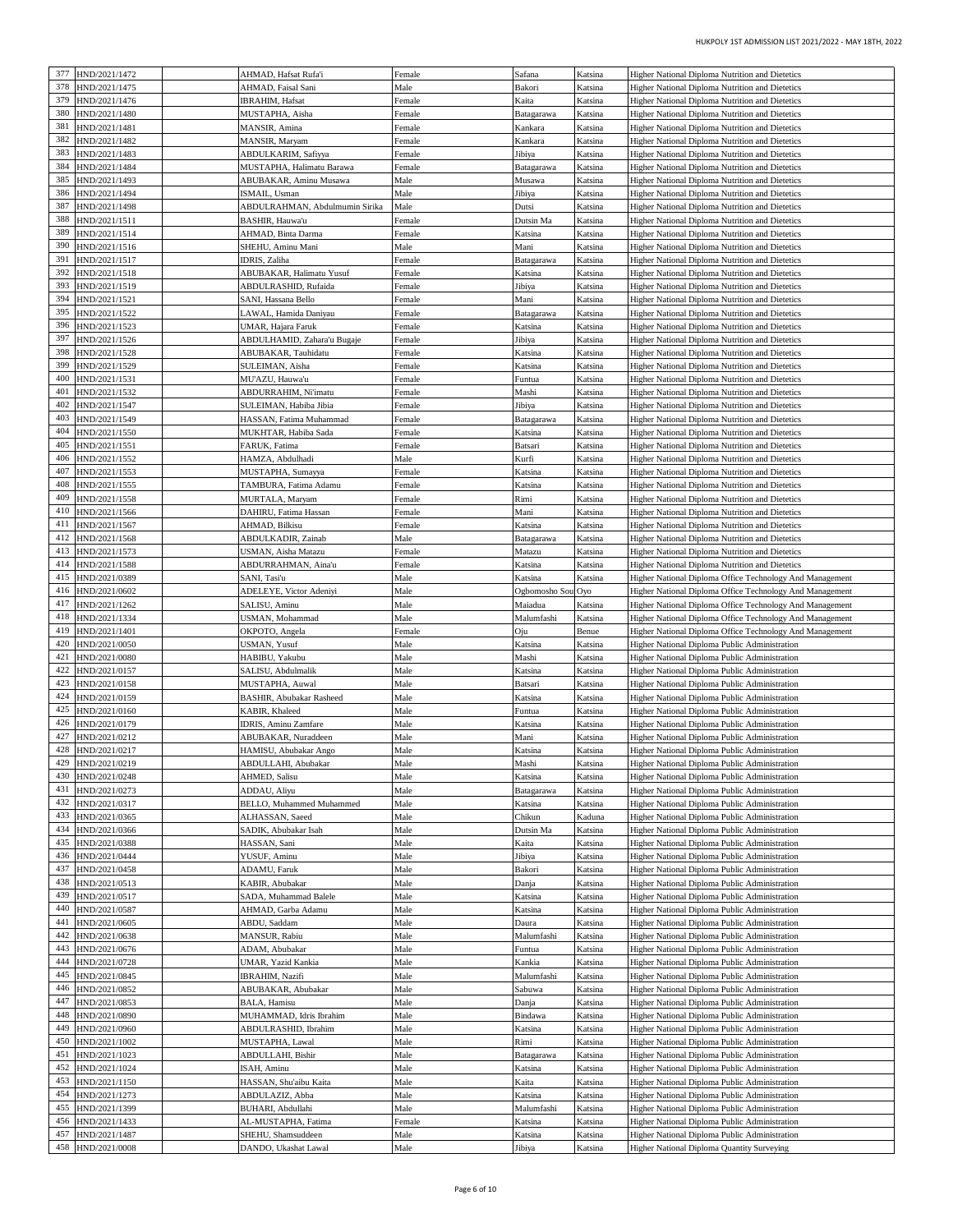| 377 | HND/2021/1472 | | AHMAD, Hafsat Rufa'i | Female | Safana | Katsina | Higher National Diploma Nutrition and Dietetics |
|---|---|---|---|---|---|---|---|
| 378 | HND/2021/1475 | | AHMAD, Faisal Sani | Male | Bakori | Katsina | Higher National Diploma Nutrition and Dietetics |
| 379 | HND/2021/1476 | | IBRAHIM, Hafsat | Female | Kaita | Katsina | Higher National Diploma Nutrition and Dietetics |
| 380 | HND/2021/1480 | | MUSTAPHA, Aisha | Female | Batagarawa | Katsina | Higher National Diploma Nutrition and Dietetics |
| 381 | HND/2021/1481 | | MANSIR, Amina | Female | Kankara | Katsina | Higher National Diploma Nutrition and Dietetics |
| 382 | HND/2021/1482 | | MANSIR, Maryam | Female | Kankara | Katsina | Higher National Diploma Nutrition and Dietetics |
| 383 | HND/2021/1483 | | ABDULKARIM, Safiyya | Female | Jibiya | Katsina | Higher National Diploma Nutrition and Dietetics |
| 384 | HND/2021/1484 | | MUSTAPHA, Halimatu Barawa | Female | Batagarawa | Katsina | Higher National Diploma Nutrition and Dietetics |
| 385 | HND/2021/1493 | | ABUBAKAR, Aminu Musawa | Male | Musawa | Katsina | Higher National Diploma Nutrition and Dietetics |
| 386 | HND/2021/1494 | | ISMAIL, Usman | Male | Jibiya | Katsina | Higher National Diploma Nutrition and Dietetics |
| 387 | HND/2021/1498 | | ABDULRAHMAN, Abdulmumin Sirika | Male | Dutsi | Katsina | Higher National Diploma Nutrition and Dietetics |
| 388 | HND/2021/1511 | | BASHIR, Hauwa'u | Female | Dutsin Ma | Katsina | Higher National Diploma Nutrition and Dietetics |
| 389 | HND/2021/1514 | | AHMAD, Binta Darma | Female | Katsina | Katsina | Higher National Diploma Nutrition and Dietetics |
| 390 | HND/2021/1516 | | SHEHU, Aminu Mani | Male | Mani | Katsina | Higher National Diploma Nutrition and Dietetics |
| 391 | HND/2021/1517 | | IDRIS, Zaliha | Female | Batagarawa | Katsina | Higher National Diploma Nutrition and Dietetics |
| 392 | HND/2021/1518 | | ABUBAKAR, Halimatu Yusuf | Female | Katsina | Katsina | Higher National Diploma Nutrition and Dietetics |
| 393 | HND/2021/1519 | | ABDULRASHID, Rufaida | Female | Jibiya | Katsina | Higher National Diploma Nutrition and Dietetics |
| 394 | HND/2021/1521 | | SANI, Hassana Bello | Female | Mani | Katsina | Higher National Diploma Nutrition and Dietetics |
| 395 | HND/2021/1522 | | LAWAL, Hamida Daniyau | Female | Batagarawa | Katsina | Higher National Diploma Nutrition and Dietetics |
| 396 | HND/2021/1523 | | UMAR, Hajara Faruk | Female | Katsina | Katsina | Higher National Diploma Nutrition and Dietetics |
| 397 | HND/2021/1526 | | ABDULHAMID, Zahara'u Bugaje | Female | Jibiya | Katsina | Higher National Diploma Nutrition and Dietetics |
| 398 | HND/2021/1528 | | ABUBAKAR, Tauhidatu | Female | Katsina | Katsina | Higher National Diploma Nutrition and Dietetics |
| 399 | HND/2021/1529 | | SULEIMAN, Aisha | Female | Katsina | Katsina | Higher National Diploma Nutrition and Dietetics |
| 400 | HND/2021/1531 | | MU'AZU, Hauwa'u | Female | Funtua | Katsina | Higher National Diploma Nutrition and Dietetics |
| 401 | HND/2021/1532 | | ABDURRAHIM, Ni'imatu | Female | Mashi | Katsina | Higher National Diploma Nutrition and Dietetics |
| 402 | HND/2021/1547 | | SULEIMAN, Habiba Jibia | Female | Jibiya | Katsina | Higher National Diploma Nutrition and Dietetics |
| 403 | HND/2021/1549 | | HASSAN, Fatima Muhammad | Female | Batagarawa | Katsina | Higher National Diploma Nutrition and Dietetics |
| 404 | HND/2021/1550 | | MUKHTAR, Habiba Sada | Female | Katsina | Katsina | Higher National Diploma Nutrition and Dietetics |
| 405 | HND/2021/1551 | | FARUK, Fatima | Female | Batsari | Katsina | Higher National Diploma Nutrition and Dietetics |
| 406 | HND/2021/1552 | | HAMZA, Abdulhadi | Male | Kurfi | Katsina | Higher National Diploma Nutrition and Dietetics |
| 407 | HND/2021/1553 | | MUSTAPHA, Sumayya | Female | Katsina | Katsina | Higher National Diploma Nutrition and Dietetics |
| 408 | HND/2021/1555 | | TAMBURA, Fatima Adamu | Female | Katsina | Katsina | Higher National Diploma Nutrition and Dietetics |
| 409 | HND/2021/1558 | | MURTALA, Maryam | Female | Rimi | Katsina | Higher National Diploma Nutrition and Dietetics |
| 410 | HND/2021/1566 | | DAHIRU, Fatima Hassan | Female | Mani | Katsina | Higher National Diploma Nutrition and Dietetics |
| 411 | HND/2021/1567 | | AHMAD, Bilkisu | Female | Katsina | Katsina | Higher National Diploma Nutrition and Dietetics |
| 412 | HND/2021/1568 | | ABDULKADIR, Zainab | Male | Batagarawa | Katsina | Higher National Diploma Nutrition and Dietetics |
| 413 | HND/2021/1573 | | USMAN, Aisha Matazu | Female | Matazu | Katsina | Higher National Diploma Nutrition and Dietetics |
| 414 | HND/2021/1588 | | ABDURRAHMAN, Aina'u | Female | Katsina | Katsina | Higher National Diploma Nutrition and Dietetics |
| 415 | HND/2021/0389 | | SANI, Tasi'u | Male | Katsina | Katsina | Higher National Diploma Office Technology And Management |
| 416 | HND/2021/0602 | | ADELEYE, Victor Adeniyi | Male | Ogbomosho Sou | Oyo | Higher National Diploma Office Technology And Management |
| 417 | HND/2021/1262 | | SALISU, Aminu | Male | Maiadua | Katsina | Higher National Diploma Office Technology And Management |
| 418 | HND/2021/1334 | | USMAN, Mohammad | Male | Malumfashi | Katsina | Higher National Diploma Office Technology And Management |
| 419 | HND/2021/1401 | | OKPOTO, Angela | Female | Oju | Benue | Higher National Diploma Office Technology And Management |
| 420 | HND/2021/0050 | | USMAN, Yusuf | Male | Katsina | Katsina | Higher National Diploma Public Administration |
| 421 | HND/2021/0080 | | HABIBU, Yakubu | Male | Mashi | Katsina | Higher National Diploma Public Administration |
| 422 | HND/2021/0157 | | SALISU, Abdulmalik | Male | Katsina | Katsina | Higher National Diploma Public Administration |
| 423 | HND/2021/0158 | | MUSTAPHA, Auwal | Male | Batsari | Katsina | Higher National Diploma Public Administration |
| 424 | HND/2021/0159 | | BASHIR, Abubakar Rasheed | Male | Katsina | Katsina | Higher National Diploma Public Administration |
| 425 | HND/2021/0160 | | KABIR, Khaleed | Male | Funtua | Katsina | Higher National Diploma Public Administration |
| 426 | HND/2021/0179 | | IDRIS, Aminu Zamfare | Male | Katsina | Katsina | Higher National Diploma Public Administration |
| 427 | HND/2021/0212 | | ABUBAKAR, Nuraddeen | Male | Mani | Katsina | Higher National Diploma Public Administration |
| 428 | HND/2021/0217 | | HAMISU, Abubakar Ango | Male | Katsina | Katsina | Higher National Diploma Public Administration |
| 429 | HND/2021/0219 | | ABDULLAHI, Abubakar | Male | Mashi | Katsina | Higher National Diploma Public Administration |
| 430 | HND/2021/0248 | | AHMED, Salisu | Male | Katsina | Katsina | Higher National Diploma Public Administration |
| 431 | HND/2021/0273 | | ADDAU, Aliyu | Male | Batagarawa | Katsina | Higher National Diploma Public Administration |
| 432 | HND/2021/0317 | | BELLO, Muhammed Muhammed | Male | Katsina | Katsina | Higher National Diploma Public Administration |
| 433 | HND/2021/0365 | | ALHASSAN, Saeed | Male | Chikun | Kaduna | Higher National Diploma Public Administration |
| 434 | HND/2021/0366 | | SADIK, Abubakar Isah | Male | Dutsin Ma | Katsina | Higher National Diploma Public Administration |
| 435 | HND/2021/0388 | | HASSAN, Sani | Male | Kaita | Katsina | Higher National Diploma Public Administration |
| 436 | HND/2021/0444 | | YUSUF, Aminu | Male | Jibiya | Katsina | Higher National Diploma Public Administration |
| 437 | HND/2021/0458 | | ADAMU, Faruk | Male | Bakori | Katsina | Higher National Diploma Public Administration |
| 438 | HND/2021/0513 | | KABIR, Abubakar | Male | Danja | Katsina | Higher National Diploma Public Administration |
| 439 | HND/2021/0517 | | SADA, Muhammad Balele | Male | Katsina | Katsina | Higher National Diploma Public Administration |
| 440 | HND/2021/0587 | | AHMAD, Garba Adamu | Male | Katsina | Katsina | Higher National Diploma Public Administration |
| 441 | HND/2021/0605 | | ABDU, Saddam | Male | Daura | Katsina | Higher National Diploma Public Administration |
| 442 | HND/2021/0638 | | MANSUR, Rabiu | Male | Malumfashi | Katsina | Higher National Diploma Public Administration |
| 443 | HND/2021/0676 | | ADAM, Abubakar | Male | Funtua | Katsina | Higher National Diploma Public Administration |
| 444 | HND/2021/0728 | | UMAR, Yazid Kankia | Male | Kankia | Katsina | Higher National Diploma Public Administration |
| 445 | HND/2021/0845 | | IBRAHIM, Nazifi | Male | Malumfashi | Katsina | Higher National Diploma Public Administration |
| 446 | HND/2021/0852 | | ABUBAKAR, Abubakar | Male | Sabuwa | Katsina | Higher National Diploma Public Administration |
| 447 | HND/2021/0853 | | BALA, Hamisu | Male | Danja | Katsina | Higher National Diploma Public Administration |
| 448 | HND/2021/0890 | | MUHAMMAD, Idris Ibrahim | Male | Bindawa | Katsina | Higher National Diploma Public Administration |
| 449 | HND/2021/0960 | | ABDULRASHID, Ibrahim | Male | Katsina | Katsina | Higher National Diploma Public Administration |
| 450 | HND/2021/1002 | | MUSTAPHA, Lawal | Male | Rimi | Katsina | Higher National Diploma Public Administration |
| 451 | HND/2021/1023 | | ABDULLAHI, Bishir | Male | Batagarawa | Katsina | Higher National Diploma Public Administration |
| 452 | HND/2021/1024 | | ISAH, Aminu | Male | Katsina | Katsina | Higher National Diploma Public Administration |
| 453 | HND/2021/1150 | | HASSAN, Shu'aibu Kaita | Male | Kaita | Katsina | Higher National Diploma Public Administration |
| 454 | HND/2021/1273 | | ABDULAZIZ, Abba | Male | Katsina | Katsina | Higher National Diploma Public Administration |
| 455 | HND/2021/1399 | | BUHARI, Abdullahi | Male | Malumfashi | Katsina | Higher National Diploma Public Administration |
| 456 | HND/2021/1433 | | AL-MUSTAPHA, Fatima | Female | Katsina | Katsina | Higher National Diploma Public Administration |
| 457 | HND/2021/1487 | | SHEHU, Shamsuddeen | Male | Katsina | Katsina | Higher National Diploma Public Administration |
| 458 | HND/2021/0008 | | DANDO, Ukashat Lawal | Male | Jibiya | Katsina | Higher National Diploma Quantity Surveying |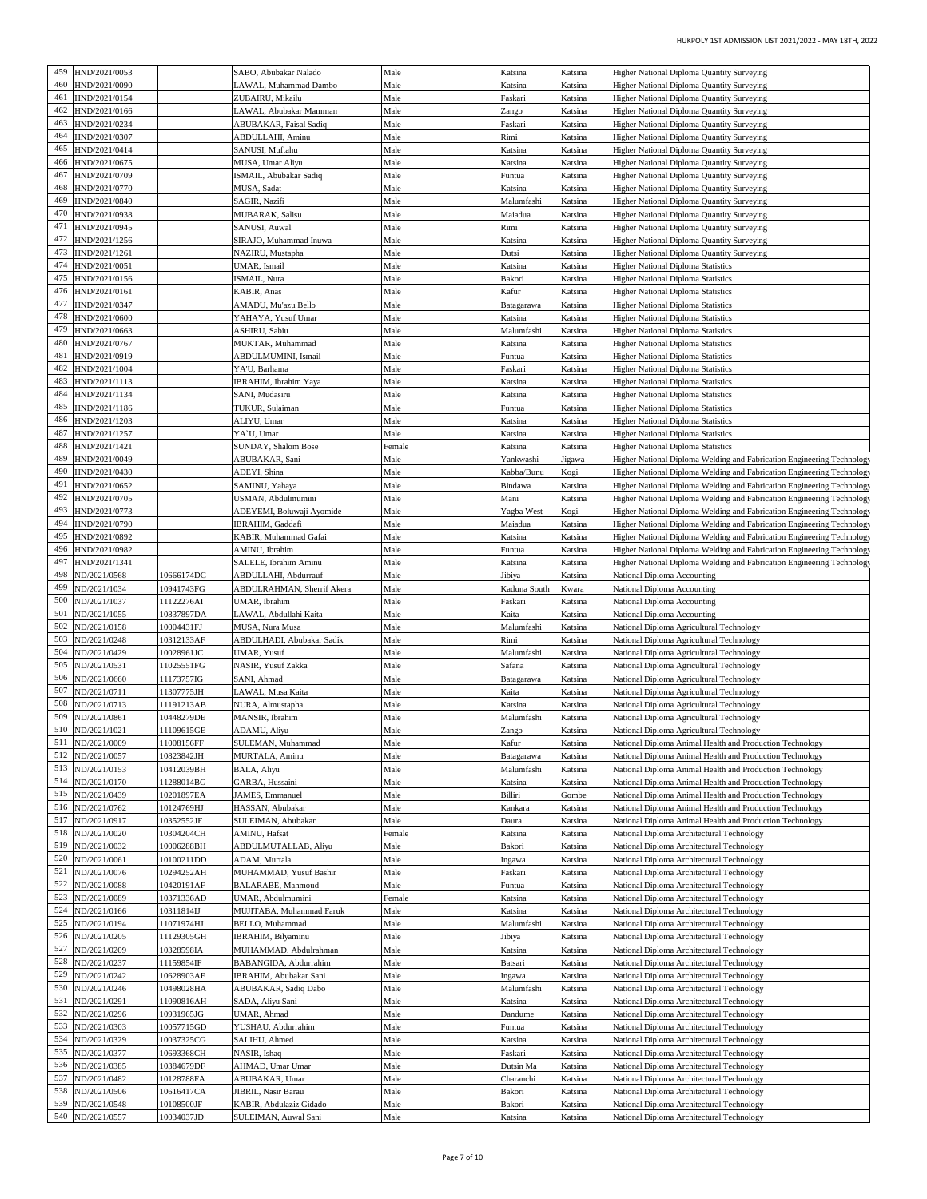| 459 | HND/2021/0053 | | SABO, Abubakar Nalado | Male | Katsina | Katsina | Higher National Diploma Quantity Surveying |
|---|---|---|---|---|---|---|---|
| 460 | HND/2021/0090 | | LAWAL, Muhammad Dambo | Male | Katsina | Katsina | Higher National Diploma Quantity Surveying |
| 461 | HND/2021/0154 | | ZUBAIRU, Mikailu | Male | Faskari | Katsina | Higher National Diploma Quantity Surveying |
| 462 | HND/2021/0166 | | LAWAL, Abubakar Mamman | Male | Zango | Katsina | Higher National Diploma Quantity Surveying |
| 463 | HND/2021/0234 | | ABUBAKAR, Faisal Sadiq | Male | Faskari | Katsina | Higher National Diploma Quantity Surveying |
| 464 | HND/2021/0307 | | ABDULLAHI, Aminu | Male | Rimi | Katsina | Higher National Diploma Quantity Surveying |
| 465 | HND/2021/0414 | | SANUSI, Muftahu | Male | Katsina | Katsina | Higher National Diploma Quantity Surveying |
| 466 | HND/2021/0675 | | MUSA, Umar Aliyu | Male | Katsina | Katsina | Higher National Diploma Quantity Surveying |
| 467 | HND/2021/0709 | | ISMAIL, Abubakar Sadiq | Male | Funtua | Katsina | Higher National Diploma Quantity Surveying |
| 468 | HND/2021/0770 | | MUSA, Sadat | Male | Katsina | Katsina | Higher National Diploma Quantity Surveying |
| 469 | HND/2021/0840 | | SAGIR, Nazifi | Male | Malumfashi | Katsina | Higher National Diploma Quantity Surveying |
| 470 | HND/2021/0938 | | MUBARAK, Salisu | Male | Maiadua | Katsina | Higher National Diploma Quantity Surveying |
| 471 | HND/2021/0945 | | SANUSI, Auwal | Male | Rimi | Katsina | Higher National Diploma Quantity Surveying |
| 472 | HND/2021/1256 | | SIRAJO, Muhammad Inuwa | Male | Katsina | Katsina | Higher National Diploma Quantity Surveying |
| 473 | HND/2021/1261 | | NAZIRU, Mustapha | Male | Dutsi | Katsina | Higher National Diploma Quantity Surveying |
| 474 | HND/2021/0051 | | UMAR, Ismail | Male | Katsina | Katsina | Higher National Diploma Statistics |
| 475 | HND/2021/0156 | | ISMAIL, Nura | Male | Bakori | Katsina | Higher National Diploma Statistics |
| 476 | HND/2021/0161 | | KABIR, Anas | Male | Kafur | Katsina | Higher National Diploma Statistics |
| 477 | HND/2021/0347 | | AMADU, Mu'azu Bello | Male | Batagarawa | Katsina | Higher National Diploma Statistics |
| 478 | HND/2021/0600 | | YAHAYA, Yusuf Umar | Male | Katsina | Katsina | Higher National Diploma Statistics |
| 479 | HND/2021/0663 | | ASHIRU, Sabiu | Male | Malumfashi | Katsina | Higher National Diploma Statistics |
| 480 | HND/2021/0767 | | MUKTAR, Muhammad | Male | Katsina | Katsina | Higher National Diploma Statistics |
| 481 | HND/2021/0919 | | ABDULMUMINI, Ismail | Male | Funtua | Katsina | Higher National Diploma Statistics |
| 482 | HND/2021/1004 | | YA'U, Barhama | Male | Faskari | Katsina | Higher National Diploma Statistics |
| 483 | HND/2021/1113 | | IBRAHIM, Ibrahim Yaya | Male | Katsina | Katsina | Higher National Diploma Statistics |
| 484 | HND/2021/1134 | | SANI, Mudasiru | Male | Katsina | Katsina | Higher National Diploma Statistics |
| 485 | HND/2021/1186 | | TUKUR, Sulaiman | Male | Funtua | Katsina | Higher National Diploma Statistics |
| 486 | HND/2021/1203 | | ALIYU, Umar | Male | Katsina | Katsina | Higher National Diploma Statistics |
| 487 | HND/2021/1257 | | YA`U, Umar | Male | Katsina | Katsina | Higher National Diploma Statistics |
| 488 | HND/2021/1421 | | SUNDAY, Shalom Bose | Female | Katsina | Katsina | Higher National Diploma Statistics |
| 489 | HND/2021/0049 | | ABUBAKAR, Sani | Male | Yankwashi | Jigawa | Higher National Diploma Welding and Fabrication Engineering Technology |
| 490 | HND/2021/0430 | | ADEYI, Shina | Male | Kabba/Bunu | Kogi | Higher National Diploma Welding and Fabrication Engineering Technology |
| 491 | HND/2021/0652 | | SAMINU, Yahaya | Male | Bindawa | Katsina | Higher National Diploma Welding and Fabrication Engineering Technology |
| 492 | HND/2021/0705 | | USMAN, Abdulmumini | Male | Mani | Katsina | Higher National Diploma Welding and Fabrication Engineering Technology |
| 493 | HND/2021/0773 | | ADEYEMI, Boluwaji Ayomide | Male | Yagba West | Kogi | Higher National Diploma Welding and Fabrication Engineering Technology |
| 494 | HND/2021/0790 | | IBRAHIM, Gaddafi | Male | Maiadua | Katsina | Higher National Diploma Welding and Fabrication Engineering Technology |
| 495 | HND/2021/0892 | | KABIR, Muhammad Gafai | Male | Katsina | Katsina | Higher National Diploma Welding and Fabrication Engineering Technology |
| 496 | HND/2021/0982 | | AMINU, Ibrahim | Male | Funtua | Katsina | Higher National Diploma Welding and Fabrication Engineering Technology |
| 497 | HND/2021/1341 | | SALELE, Ibrahim Aminu | Male | Katsina | Katsina | Higher National Diploma Welding and Fabrication Engineering Technology |
| 498 | ND/2021/0568 | 10666174DC | ABDULLAHI, Abdurrauf | Male | Jibiya | Katsina | National Diploma Accounting |
| 499 | ND/2021/1034 | 10941743FG | ABDULRAHMAN, Sherrif Akera | Male | Kaduna South | Kwara | National Diploma Accounting |
| 500 | ND/2021/1037 | 11122276AI | UMAR, Ibrahim | Male | Faskari | Katsina | National Diploma Accounting |
| 501 | ND/2021/1055 | 10837897DA | LAWAL, Abdullahi Kaita | Male | Kaita | Katsina | National Diploma Accounting |
| 502 | ND/2021/0158 | 10004431FJ | MUSA, Nura Musa | Male | Malumfashi | Katsina | National Diploma Agricultural Technology |
| 503 | ND/2021/0248 | 10312133AF | ABDULHADI, Abubakar Sadik | Male | Rimi | Katsina | National Diploma Agricultural Technology |
| 504 | ND/2021/0429 | 10028961JC | UMAR, Yusuf | Male | Malumfashi | Katsina | National Diploma Agricultural Technology |
| 505 | ND/2021/0531 | 11025551FG | NASIR, Yusuf Zakka | Male | Safana | Katsina | National Diploma Agricultural Technology |
| 506 | ND/2021/0660 | 11173757IG | SANI, Ahmad | Male | Batagarawa | Katsina | National Diploma Agricultural Technology |
| 507 | ND/2021/0711 | 11307775JH | LAWAL, Musa Kaita | Male | Kaita | Katsina | National Diploma Agricultural Technology |
| 508 | ND/2021/0713 | 11191213AB | NURA, Almustapha | Male | Katsina | Katsina | National Diploma Agricultural Technology |
| 509 | ND/2021/0861 | 10448279DE | MANSIR, Ibrahim | Male | Malumfashi | Katsina | National Diploma Agricultural Technology |
| 510 | ND/2021/1021 | 11109615GE | ADAMU, Aliyu | Male | Zango | Katsina | National Diploma Agricultural Technology |
| 511 | ND/2021/0009 | 11008156FF | SULEMAN, Muhammad | Male | Kafur | Katsina | National Diploma Animal Health and Production Technology |
| 512 | ND/2021/0057 | 10823842JH | MURTALA, Aminu | Male | Batagarawa | Katsina | National Diploma Animal Health and Production Technology |
| 513 | ND/2021/0153 | 10412039BH | BALA, Aliyu | Male | Malumfashi | Katsina | National Diploma Animal Health and Production Technology |
| 514 | ND/2021/0170 | 11288014BG | GARBA, Hussaini | Male | Katsina | Katsina | National Diploma Animal Health and Production Technology |
| 515 | ND/2021/0439 | 10201897EA | JAMES, Emmanuel | Male | Billiri | Gombe | National Diploma Animal Health and Production Technology |
| 516 | ND/2021/0762 | 10124769HJ | HASSAN, Abubakar | Male | Kankara | Katsina | National Diploma Animal Health and Production Technology |
| 517 | ND/2021/0917 | 10352552JF | SULEIMAN, Abubakar | Male | Daura | Katsina | National Diploma Animal Health and Production Technology |
| 518 | ND/2021/0020 | 10304204CH | AMINU, Hafsat | Female | Katsina | Katsina | National Diploma Architectural Technology |
| 519 | ND/2021/0032 | 10006288BH | ABDULMUTALLAB, Aliyu | Male | Bakori | Katsina | National Diploma Architectural Technology |
| 520 | ND/2021/0061 | 10100211DD | ADAM, Murtala | Male | Ingawa | Katsina | National Diploma Architectural Technology |
| 521 | ND/2021/0076 | 10294252AH | MUHAMMAD, Yusuf Bashir | Male | Faskari | Katsina | National Diploma Architectural Technology |
| 522 | ND/2021/0088 | 10420191AF | BALARABE, Mahmoud | Male | Funtua | Katsina | National Diploma Architectural Technology |
| 523 | ND/2021/0089 | 10371336AD | UMAR, Abdulmumini | Female | Katsina | Katsina | National Diploma Architectural Technology |
| 524 | ND/2021/0166 | 10311814IJ | MUJITABA, Muhammad Faruk | Male | Katsina | Katsina | National Diploma Architectural Technology |
| 525 | ND/2021/0194 | 11071974HJ | BELLO, Muhammad | Male | Malumfashi | Katsina | National Diploma Architectural Technology |
| 526 | ND/2021/0205 | 11129305GH | IBRAHIM, Bilyaminu | Male | Jibiya | Katsina | National Diploma Architectural Technology |
| 527 | ND/2021/0209 | 10328598IA | MUHAMMAD, Abdulrahman | Male | Katsina | Katsina | National Diploma Architectural Technology |
| 528 | ND/2021/0237 | 11159854IF | BABANGIDA, Abdurrahim | Male | Batsari | Katsina | National Diploma Architectural Technology |
| 529 | ND/2021/0242 | 10628903AE | IBRAHIM, Abubakar Sani | Male | Ingawa | Katsina | National Diploma Architectural Technology |
| 530 | ND/2021/0246 | 10498028HA | ABUBAKAR, Sadiq Dabo | Male | Malumfashi | Katsina | National Diploma Architectural Technology |
| 531 | ND/2021/0291 | 11090816AH | SADA, Aliyu Sani | Male | Katsina | Katsina | National Diploma Architectural Technology |
| 532 | ND/2021/0296 | 10931965JG | UMAR, Ahmad | Male | Dandume | Katsina | National Diploma Architectural Technology |
| 533 | ND/2021/0303 | 10057715GD | YUSHAU, Abdurrahim | Male | Funtua | Katsina | National Diploma Architectural Technology |
| 534 | ND/2021/0329 | 10037325CG | SALIHU, Ahmed | Male | Katsina | Katsina | National Diploma Architectural Technology |
| 535 | ND/2021/0377 | 10693368CH | NASIR, Ishaq | Male | Faskari | Katsina | National Diploma Architectural Technology |
| 536 | ND/2021/0385 | 10384679DF | AHMAD, Umar Umar | Male | Dutsin Ma | Katsina | National Diploma Architectural Technology |
| 537 | ND/2021/0482 | 10128788FA | ABUBAKAR, Umar | Male | Charanchi | Katsina | National Diploma Architectural Technology |
| 538 | ND/2021/0506 | 10616417CA | JIBRIL, Nasir Barau | Male | Bakori | Katsina | National Diploma Architectural Technology |
| 539 | ND/2021/0548 | 10108500JF | KABIR, Abdulaziz Gidado | Male | Bakori | Katsina | National Diploma Architectural Technology |
| 540 | ND/2021/0557 | 10034037JD | SULEIMAN, Auwal Sani | Male | Katsina | Katsina | National Diploma Architectural Technology |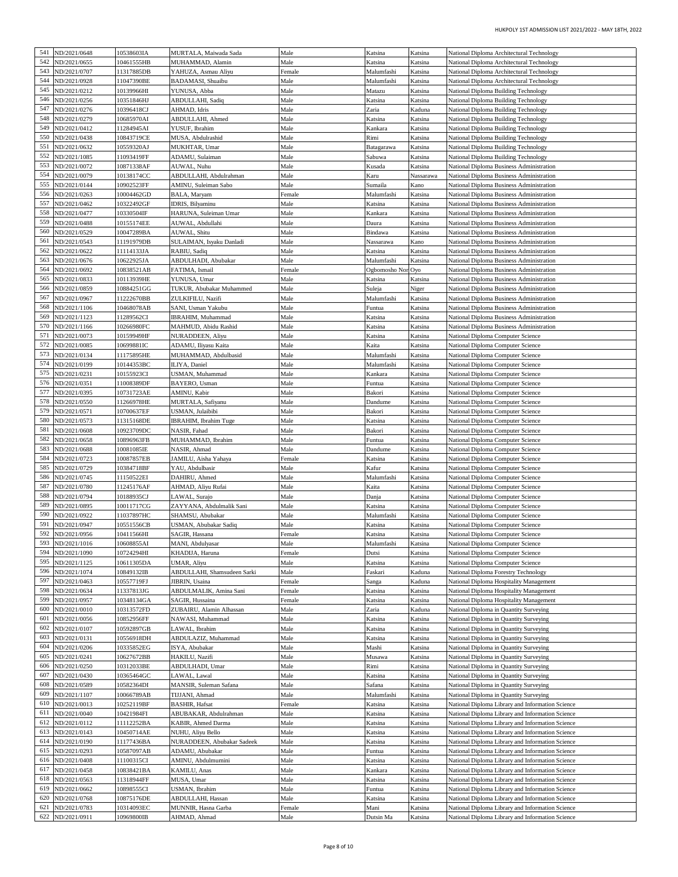| 541 | ND/2021/0648 | 10538603IA | MURTALA, Maiwada Sada | Male | Katsina | Katsina | National Diploma Architectural Technology |
|---|---|---|---|---|---|---|---|
| 542 | ND/2021/0655 | 10461555HB | MUHAMMAD, Alamin | Male | Katsina | Katsina | National Diploma Architectural Technology |
| 543 | ND/2021/0707 | 11317885DB | YAHUZA, Asmau Aliyu | Female | Malumfashi | Katsina | National Diploma Architectural Technology |
| 544 | ND/2021/0928 | 11047390BE | BADAMASI, Shuaibu | Male | Malumfashi | Katsina | National Diploma Architectural Technology |
| 545 | ND/2021/0212 | 10139966HI | YUNUSA, Abba | Male | Matazu | Katsina | National Diploma Building Technology |
| 546 | ND/2021/0256 | 10351846HJ | ABDULLAHI, Sadiq | Male | Katsina | Katsina | National Diploma Building Technology |
| 547 | ND/2021/0276 | 10396418CJ | AHMAD, Idris | Male | Zaria | Kaduna | National Diploma Building Technology |
| 548 | ND/2021/0279 | 10685970AI | ABDULLAHI, Ahmed | Male | Katsina | Katsina | National Diploma Building Technology |
| 549 | ND/2021/0412 | 11284945AI | YUSUF, Ibrahim | Male | Kankara | Katsina | National Diploma Building Technology |
| 550 | ND/2021/0438 | 10843719CE | MUSA, Abdulrashid | Male | Rimi | Katsina | National Diploma Building Technology |
| 551 | ND/2021/0632 | 10559320AJ | MUKHTAR, Umar | Male | Batagarawa | Katsina | National Diploma Building Technology |
| 552 | ND/2021/1085 | 11093419FF | ADAMU, Sulaiman | Male | Sabuwa | Katsina | National Diploma Building Technology |
| 553 | ND/2021/0072 | 10871338AF | AUWAL, Nuhu | Male | Kusada | Katsina | National Diploma Business Administration |
| 554 | ND/2021/0079 | 10138174CC | ABDULLAHI, Abdulrahman | Male | Karu | Nassarawa | National Diploma Business Administration |
| 555 | ND/2021/0144 | 10902523FF | AMINU, Suleiman Sabo | Male | Sumaila | Kano | National Diploma Business Administration |
| 556 | ND/2021/0263 | 10004462GD | BALA, Maryam | Female | Malumfashi | Katsina | National Diploma Business Administration |
| 557 | ND/2021/0462 | 10322492GF | IDRIS, Bilyaminu | Male | Katsina | Katsina | National Diploma Business Administration |
| 558 | ND/2021/0477 | 10330504IF | HARUNA, Suleiman Umar | Male | Kankara | Katsina | National Diploma Business Administration |
| 559 | ND/2021/0488 | 10155174EE | AUWAL, Abdullahi | Male | Daura | Katsina | National Diploma Business Administration |
| 560 | ND/2021/0529 | 10047289BA | AUWAL, Shitu | Male | Bindawa | Katsina | National Diploma Business Administration |
| 561 | ND/2021/0543 | 11191979DB | SULAIMAN, Isyaku Danladi | Male | Nassarawa | Kano | National Diploma Business Administration |
| 562 | ND/2021/0622 | 11114133JA | RABIU, Sadiq | Male | Katsina | Katsina | National Diploma Business Administration |
| 563 | ND/2021/0676 | 10622925JA | ABDULHADI, Abubakar | Male | Malumfashi | Katsina | National Diploma Business Administration |
| 564 | ND/2021/0692 | 10838521AB | FATIMA, Ismail | Female | Ogbomosho Nor | Oyo | National Diploma Business Administration |
| 565 | ND/2021/0833 | 10113939HE | YUNUSA, Umar | Male | Katsina | Katsina | National Diploma Business Administration |
| 566 | ND/2021/0859 | 10884251GG | TUKUR, Abubakar Muhammed | Male | Suleja | Niger | National Diploma Business Administration |
| 567 | ND/2021/0967 | 11222670BB | ZULKIFILU, Nazifi | Male | Malumfashi | Katsina | National Diploma Business Administration |
| 568 | ND/2021/1106 | 10468078AB | SANI, Usman Yakubu | Male | Funtua | Katsina | National Diploma Business Administration |
| 569 | ND/2021/1123 | 11289562CI | IBRAHIM, Muhammad | Male | Katsina | Katsina | National Diploma Business Administration |
| 570 | ND/2021/1166 | 10266980FC | MAHMUD, Abidu Rashid | Male | Katsina | Katsina | National Diploma Business Administration |
| 571 | ND/2021/0073 | 10159949HF | NURADDEEN, Aliyu | Male | Katsina | Katsina | National Diploma Computer Science |
| 572 | ND/2021/0085 | 10699881IC | ADAMU, Iliyasu Kaita | Male | Kaita | Katsina | National Diploma Computer Science |
| 573 | ND/2021/0134 | 11175895HE | MUHAMMAD, Abdulbasid | Male | Malumfashi | Katsina | National Diploma Computer Science |
| 574 | ND/2021/0199 | 10144353BC | ILIYA, Daniel | Male | Malumfashi | Katsina | National Diploma Computer Science |
| 575 | ND/2021/0231 | 10155923CI | USMAN, Muhammad | Male | Kankara | Katsina | National Diploma Computer Science |
| 576 | ND/2021/0351 | 11008389DF | BAYERO, Usman | Male | Funtua | Katsina | National Diploma Computer Science |
| 577 | ND/2021/0395 | 10731723AE | AMINU, Kabir | Male | Bakori | Katsina | National Diploma Computer Science |
| 578 | ND/2021/0550 | 11266978HE | MURTALA, Safiyanu | Male | Dandume | Katsina | National Diploma Computer Science |
| 579 | ND/2021/0571 | 10700637EF | USMAN, Julaibibi | Male | Bakori | Katsina | National Diploma Computer Science |
| 580 | ND/2021/0573 | 11315168DE | IBRAHIM, Ibrahim Tuge | Male | Katsina | Katsina | National Diploma Computer Science |
| 581 | ND/2021/0608 | 10923709DC | NASIR, Fahad | Male | Bakori | Katsina | National Diploma Computer Science |
| 582 | ND/2021/0658 | 10896963FB | MUHAMMAD, Ibrahim | Male | Funtua | Katsina | National Diploma Computer Science |
| 583 | ND/2021/0688 | 10081085IE | NASIR, Ahmad | Male | Dandume | Katsina | National Diploma Computer Science |
| 584 | ND/2021/0723 | 10087857EB | JAMILU, Aisha Yahaya | Female | Katsina | Katsina | National Diploma Computer Science |
| 585 | ND/2021/0729 | 10384718BF | YAU, Abdulbasir | Male | Kafur | Katsina | National Diploma Computer Science |
| 586 | ND/2021/0745 | 11150522EI | DAHIRU, Ahmed | Male | Malumfashi | Katsina | National Diploma Computer Science |
| 587 | ND/2021/0780 | 11245176AF | AHMAD, Aliyu Rufai | Male | Kaita | Katsina | National Diploma Computer Science |
| 588 | ND/2021/0794 | 10188935CJ | LAWAL, Surajo | Male | Danja | Katsina | National Diploma Computer Science |
| 589 | ND/2021/0895 | 10011717CG | ZAYYANA, Abdulmalik Sani | Male | Katsina | Katsina | National Diploma Computer Science |
| 590 | ND/2021/0922 | 11037897HC | SHAMSU, Abubakar | Male | Malumfashi | Katsina | National Diploma Computer Science |
| 591 | ND/2021/0947 | 10551556CB | USMAN, Abubakar Sadiq | Male | Katsina | Katsina | National Diploma Computer Science |
| 592 | ND/2021/0956 | 10411566HI | SAGIR, Hassana | Female | Katsina | Katsina | National Diploma Computer Science |
| 593 | ND/2021/1016 | 10608855AI | MANI, Abdulyasar | Male | Malumfashi | Katsina | National Diploma Computer Science |
| 594 | ND/2021/1090 | 10724294HI | KHADIJA, Haruna | Female | Dutsi | Katsina | National Diploma Computer Science |
| 595 | ND/2021/1125 | 10611305DA | UMAR, Aliyu | Male | Katsina | Katsina | National Diploma Computer Science |
| 596 | ND/2021/1074 | 10849132IB | ABDULLAHI, Shamsudeen Sarki | Male | Faskari | Kaduna | National Diploma Forestry Technology |
| 597 | ND/2021/0463 | 10557719FJ | JIBRIN, Usaina | Female | Sanga | Kaduna | National Diploma Hospitality Management |
| 598 | ND/2021/0634 | 11337813JG | ABDULMALIK, Amina Sani | Female | Katsina | Katsina | National Diploma Hospitality Management |
| 599 | ND/2021/0957 | 10348134GA | SAGIR, Hussaina | Female | Katsina | Katsina | National Diploma Hospitality Management |
| 600 | ND/2021/0010 | 10313572FD | ZUBAIRU, Alamin Alhassan | Male | Zaria | Kaduna | National Diploma in Quantity Surveying |
| 601 | ND/2021/0056 | 10852956FF | NAWASI, Muhammad | Male | Katsina | Katsina | National Diploma in Quantity Surveying |
| 602 | ND/2021/0107 | 10592897GB | LAWAL, Ibrahim | Male | Katsina | Katsina | National Diploma in Quantity Surveying |
| 603 | ND/2021/0131 | 10556918DH | ABDULAZIZ, Muhammad | Male | Katsina | Katsina | National Diploma in Quantity Surveying |
| 604 | ND/2021/0206 | 10335852EG | ISYA, Abubakar | Male | Mashi | Katsina | National Diploma in Quantity Surveying |
| 605 | ND/2021/0241 | 10627672BB | HAKILU, Nazifi | Male | Musawa | Katsina | National Diploma in Quantity Surveying |
| 606 | ND/2021/0250 | 10312033BE | ABDULHADI, Umar | Male | Rimi | Katsina | National Diploma in Quantity Surveying |
| 607 | ND/2021/0430 | 10365464GC | LAWAL, Lawal | Male | Katsina | Katsina | National Diploma in Quantity Surveying |
| 608 | ND/2021/0589 | 10582364DI | MANSIR, Suleman Safana | Male | Safana | Katsina | National Diploma in Quantity Surveying |
| 609 | ND/2021/1107 | 10066789AB | TIJJANI, Ahmad | Male | Malumfashi | Katsina | National Diploma in Quantity Surveying |
| 610 | ND/2021/0013 | 10252119BF | BASHIR, Hafsat | Female | Katsina | Katsina | National Diploma Library and Information Science |
| 611 | ND/2021/0040 | 10421984FI | ABUBAKAR, Abdulrahman | Male | Katsina | Katsina | National Diploma Library and Information Science |
| 612 | ND/2021/0112 | 11112252BA | KABIR, Ahmed Darma | Male | Katsina | Katsina | National Diploma Library and Information Science |
| 613 | ND/2021/0143 | 10450714AE | NUHU, Aliyu Bello | Male | Katsina | Katsina | National Diploma Library and Information Science |
| 614 | ND/2021/0190 | 11177436BA | NURADDEEN, Abubakar Sadeek | Male | Katsina | Katsina | National Diploma Library and Information Science |
| 615 | ND/2021/0293 | 10587097AB | ADAMU, Abubakar | Male | Funtua | Katsina | National Diploma Library and Information Science |
| 616 | ND/2021/0408 | 11100315CI | AMINU, Abdulmumini | Male | Katsina | Katsina | National Diploma Library and Information Science |
| 617 | ND/2021/0458 | 10838421BA | KAMILU, Anas | Male | Kankara | Katsina | National Diploma Library and Information Science |
| 618 | ND/2021/0563 | 11318944FF | MUSA, Umar | Male | Katsina | Katsina | National Diploma Library and Information Science |
| 619 | ND/2021/0662 | 10898555CI | USMAN, Ibrahim | Male | Funtua | Katsina | National Diploma Library and Information Science |
| 620 | ND/2021/0768 | 10875176DE | ABDULLAHI, Hassan | Male | Katsina | Katsina | National Diploma Library and Information Science |
| 621 | ND/2021/0783 | 10314093EC | MUNNIR, Hasna Garba | Female | Mani | Katsina | National Diploma Library and Information Science |
| 622 | ND/2021/0911 | 10969800IB | AHMAD, Ahmad | Male | Dutsin Ma | Katsina | National Diploma Library and Information Science |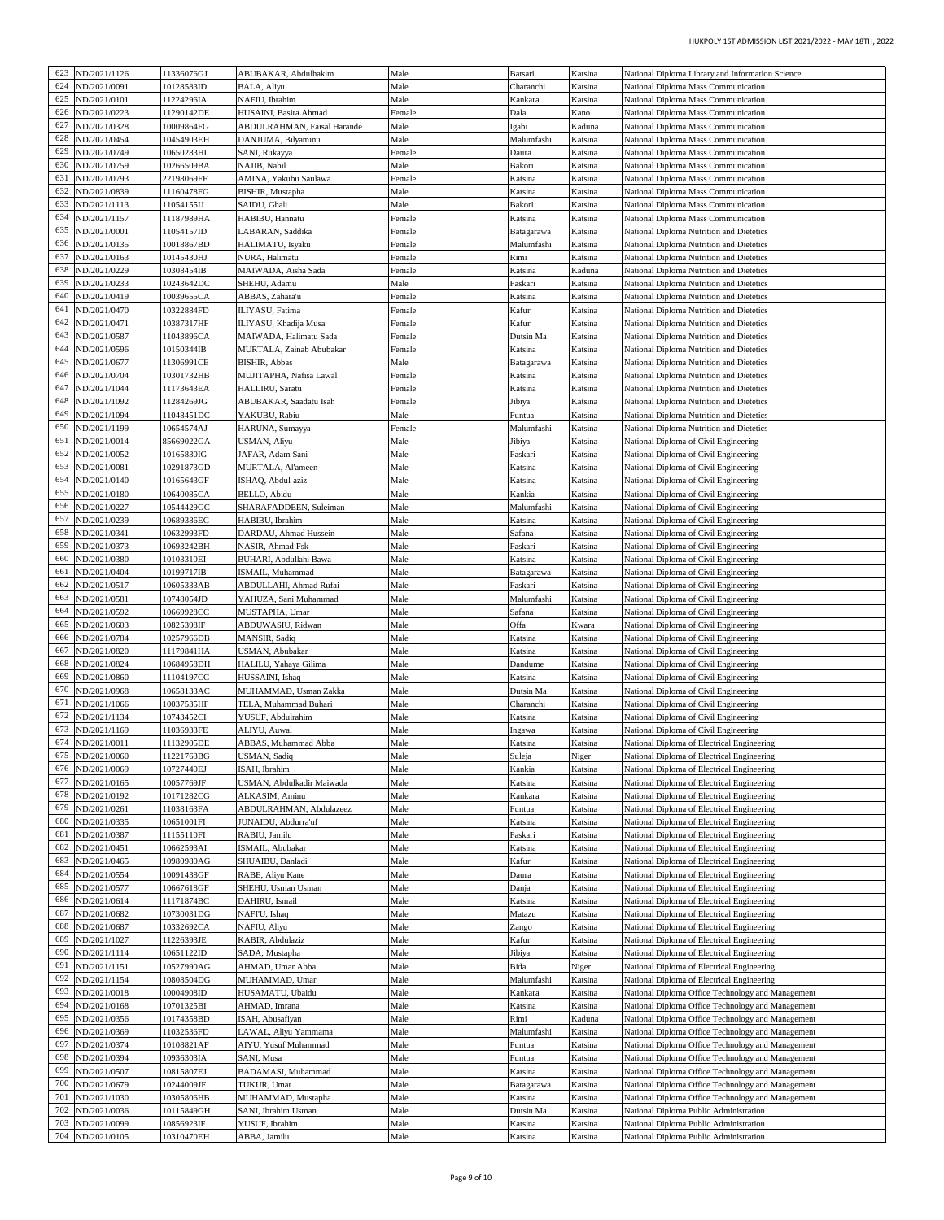| 623 | ND/2021/1126 | 11336076GJ | ABUBAKAR, Abdulhakim | Male | Batsari | Katsina | National Diploma Library and Information Science |
|---|---|---|---|---|---|---|---|
| 624 | ND/2021/0091 | 10128583ID | BALA, Aliyu | Male | Charanchi | Katsina | National Diploma Mass Communication |
| 625 | ND/2021/0101 | 11224296IA | NAFIU, Ibrahim | Male | Kankara | Katsina | National Diploma Mass Communication |
| 626 | ND/2021/0223 | 11290142DE | HUSAINI, Basira Ahmad | Female | Dala | Kano | National Diploma Mass Communication |
| 627 | ND/2021/0328 | 10009864FG | ABDULRAHMAN, Faisal Harande | Male | Igabi | Kaduna | National Diploma Mass Communication |
| 628 | ND/2021/0454 | 10454903EH | DANJUMA, Bilyaminu | Male | Malumfashi | Katsina | National Diploma Mass Communication |
| 629 | ND/2021/0749 | 10650283HI | SANI, Rukayya | Female | Daura | Katsina | National Diploma Mass Communication |
| 630 | ND/2021/0759 | 10266509BA | NAJIB, Nabil | Male | Bakori | Katsina | National Diploma Mass Communication |
| 631 | ND/2021/0793 | 22198069FF | AMINA, Yakubu Saulawa | Female | Katsina | Katsina | National Diploma Mass Communication |
| 632 | ND/2021/0839 | 11160478FG | BISHIR, Mustapha | Male | Katsina | Katsina | National Diploma Mass Communication |
| 633 | ND/2021/1113 | 11054155IJ | SAIDU, Ghali | Male | Bakori | Katsina | National Diploma Mass Communication |
| 634 | ND/2021/1157 | 11187989HA | HABIBU, Hannatu | Female | Katsina | Katsina | National Diploma Mass Communication |
| 635 | ND/2021/0001 | 11054157ID | LABARAN, Saddika | Female | Batagarawa | Katsina | National Diploma Nutrition and Dietetics |
| 636 | ND/2021/0135 | 10018867BD | HALIMATU, Isyaku | Female | Malumfashi | Katsina | National Diploma Nutrition and Dietetics |
| 637 | ND/2021/0163 | 10145430HJ | NURA, Halimatu | Female | Rimi | Katsina | National Diploma Nutrition and Dietetics |
| 638 | ND/2021/0229 | 10308454IB | MAIWADA, Aisha Sada | Female | Katsina | Kaduna | National Diploma Nutrition and Dietetics |
| 639 | ND/2021/0233 | 10243642DC | SHEHU, Adamu | Male | Faskari | Katsina | National Diploma Nutrition and Dietetics |
| 640 | ND/2021/0419 | 10039655CA | ABBAS, Zahara'u | Female | Katsina | Katsina | National Diploma Nutrition and Dietetics |
| 641 | ND/2021/0470 | 10322884FD | ILIYASU, Fatima | Female | Kafur | Katsina | National Diploma Nutrition and Dietetics |
| 642 | ND/2021/0471 | 10387317HF | ILIYASU, Khadija Musa | Female | Kafur | Katsina | National Diploma Nutrition and Dietetics |
| 643 | ND/2021/0587 | 11043896CA | MAIWADA, Halimatu Sada | Female | Dutsin Ma | Katsina | National Diploma Nutrition and Dietetics |
| 644 | ND/2021/0596 | 10150344IB | MURTALA, Zainab Abubakar | Female | Katsina | Katsina | National Diploma Nutrition and Dietetics |
| 645 | ND/2021/0677 | 11306991CE | BISHIR, Abbas | Male | Batagarawa | Katsina | National Diploma Nutrition and Dietetics |
| 646 | ND/2021/0704 | 10301732HB | MUJITAPHA, Nafisa Lawal | Female | Katsina | Katsina | National Diploma Nutrition and Dietetics |
| 647 | ND/2021/1044 | 11173643EA | HALLIRU, Saratu | Female | Katsina | Katsina | National Diploma Nutrition and Dietetics |
| 648 | ND/2021/1092 | 11284269JG | ABUBAKAR, Saadatu Isah | Female | Jibiya | Katsina | National Diploma Nutrition and Dietetics |
| 649 | ND/2021/1094 | 11048451DC | YAKUBU, Rabiu | Male | Funtua | Katsina | National Diploma Nutrition and Dietetics |
| 650 | ND/2021/1199 | 10654574AJ | HARUNA, Sumayya | Female | Malumfashi | Katsina | National Diploma Nutrition and Dietetics |
| 651 | ND/2021/0014 | 85669022GA | USMAN, Aliyu | Male | Jibiya | Katsina | National Diploma of Civil Engineering |
| 652 | ND/2021/0052 | 10165830IG | JAFAR, Adam Sani | Male | Faskari | Katsina | National Diploma of Civil Engineering |
| 653 | ND/2021/0081 | 10291873GD | MURTALA, Al'ameen | Male | Katsina | Katsina | National Diploma of Civil Engineering |
| 654 | ND/2021/0140 | 10165643GF | ISHAQ, Abdul-aziz | Male | Katsina | Katsina | National Diploma of Civil Engineering |
| 655 | ND/2021/0180 | 10640085CA | BELLO, Abidu | Male | Kankia | Katsina | National Diploma of Civil Engineering |
| 656 | ND/2021/0227 | 10544429GC | SHARAFADDEEN, Suleiman | Male | Malumfashi | Katsina | National Diploma of Civil Engineering |
| 657 | ND/2021/0239 | 10689386EC | HABIBU, Ibrahim | Male | Katsina | Katsina | National Diploma of Civil Engineering |
| 658 | ND/2021/0341 | 10632993FD | DARDAU, Ahmad Hussein | Male | Safana | Katsina | National Diploma of Civil Engineering |
| 659 | ND/2021/0373 | 10693242BH | NASIR, Ahmad Fsk | Male | Faskari | Katsina | National Diploma of Civil Engineering |
| 660 | ND/2021/0380 | 10103310EI | BUHARI, Abdullahi Bawa | Male | Katsina | Katsina | National Diploma of Civil Engineering |
| 661 | ND/2021/0404 | 10199717IB | ISMAIL, Muhammad | Male | Batagarawa | Katsina | National Diploma of Civil Engineering |
| 662 | ND/2021/0517 | 10605333AB | ABDULLAHI, Ahmad Rufai | Male | Faskari | Katsina | National Diploma of Civil Engineering |
| 663 | ND/2021/0581 | 10748054JD | YAHUZA, Sani Muhammad | Male | Malumfashi | Katsina | National Diploma of Civil Engineering |
| 664 | ND/2021/0592 | 10669928CC | MUSTAPHA, Umar | Male | Safana | Katsina | National Diploma of Civil Engineering |
| 665 | ND/2021/0603 | 10825398IF | ABDUWASIU, Ridwan | Male | Offa | Kwara | National Diploma of Civil Engineering |
| 666 | ND/2021/0784 | 10257966DB | MANSIR, Sadiq | Male | Katsina | Katsina | National Diploma of Civil Engineering |
| 667 | ND/2021/0820 | 11179841HA | USMAN, Abubakar | Male | Katsina | Katsina | National Diploma of Civil Engineering |
| 668 | ND/2021/0824 | 10684958DH | HALILU, Yahaya Gilima | Male | Dandume | Katsina | National Diploma of Civil Engineering |
| 669 | ND/2021/0860 | 11104197CC | HUSSAINI, Ishaq | Male | Katsina | Katsina | National Diploma of Civil Engineering |
| 670 | ND/2021/0968 | 10658133AC | MUHAMMAD, Usman Zakka | Male | Dutsin Ma | Katsina | National Diploma of Civil Engineering |
| 671 | ND/2021/1066 | 10037535HF | TELA, Muhammad Buhari | Male | Charanchi | Katsina | National Diploma of Civil Engineering |
| 672 | ND/2021/1134 | 10743452CI | YUSUF, Abdulrahim | Male | Katsina | Katsina | National Diploma of Civil Engineering |
| 673 | ND/2021/1169 | 11036933FE | ALIYU, Auwal | Male | Ingawa | Katsina | National Diploma of Civil Engineering |
| 674 | ND/2021/0011 | 11132905DE | ABBAS, Muhammad Abba | Male | Katsina | Katsina | National Diploma of Electrical Engineering |
| 675 | ND/2021/0060 | 11221763BG | USMAN, Sadiq | Male | Suleja | Niger | National Diploma of Electrical Engineering |
| 676 | ND/2021/0069 | 10727440EJ | ISAH, Ibrahim | Male | Kankia | Katsina | National Diploma of Electrical Engineering |
| 677 | ND/2021/0165 | 10057769JF | USMAN, Abdulkadir Maiwada | Male | Katsina | Katsina | National Diploma of Electrical Engineering |
| 678 | ND/2021/0192 | 10171282CG | ALKASIM, Aminu | Male | Kankara | Katsina | National Diploma of Electrical Engineering |
| 679 | ND/2021/0261 | 11038163FA | ABDULRAHMAN, Abdulazeez | Male | Funtua | Katsina | National Diploma of Electrical Engineering |
| 680 | ND/2021/0335 | 10651001FI | JUNAIDU, Abdurra'uf | Male | Katsina | Katsina | National Diploma of Electrical Engineering |
| 681 | ND/2021/0387 | 11155110FI | RABIU, Jamilu | Male | Faskari | Katsina | National Diploma of Electrical Engineering |
| 682 | ND/2021/0451 | 10662593AI | ISMAIL, Abubakar | Male | Katsina | Katsina | National Diploma of Electrical Engineering |
| 683 | ND/2021/0465 | 10980980AG | SHUAIBU, Danladi | Male | Kafur | Katsina | National Diploma of Electrical Engineering |
| 684 | ND/2021/0554 | 10091438GF | RABE, Aliyu Kane | Male | Daura | Katsina | National Diploma of Electrical Engineering |
| 685 | ND/2021/0577 | 10667618GF | SHEHU, Usman Usman | Male | Danja | Katsina | National Diploma of Electrical Engineering |
| 686 | ND/2021/0614 | 11171874BC | DAHIRU, Ismail | Male | Katsina | Katsina | National Diploma of Electrical Engineering |
| 687 | ND/2021/0682 | 10730031DG | NAFI'U, Ishaq | Male | Matazu | Katsina | National Diploma of Electrical Engineering |
| 688 | ND/2021/0687 | 10332692CA | NAFIU, Aliyu | Male | Zango | Katsina | National Diploma of Electrical Engineering |
| 689 | ND/2021/1027 | 11226393JE | KABIR, Abdulaziz | Male | Kafur | Katsina | National Diploma of Electrical Engineering |
| 690 | ND/2021/1114 | 10651122ID | SADA, Mustapha | Male | Jibiya | Katsina | National Diploma of Electrical Engineering |
| 691 | ND/2021/1151 | 10527990AG | AHMAD, Umar Abba | Male | Bida | Niger | National Diploma of Electrical Engineering |
| 692 | ND/2021/1154 | 10808504DG | MUHAMMAD, Umar | Male | Malumfashi | Katsina | National Diploma of Electrical Engineering |
| 693 | ND/2021/0018 | 10004908ID | HUSAMATU, Ubaidu | Male | Kankara | Katsina | National Diploma Office Technology and Management |
| 694 | ND/2021/0168 | 10701325BI | AHMAD, Imrana | Male | Katsina | Katsina | National Diploma Office Technology and Management |
| 695 | ND/2021/0356 | 10174358BD | ISAH, Abusafiyan | Male | Rimi | Kaduna | National Diploma Office Technology and Management |
| 696 | ND/2021/0369 | 11032536FD | LAWAL, Aliyu Yammama | Male | Malumfashi | Katsina | National Diploma Office Technology and Management |
| 697 | ND/2021/0374 | 10108821AF | AIYU, Yusuf Muhammad | Male | Funtua | Katsina | National Diploma Office Technology and Management |
| 698 | ND/2021/0394 | 10936303IA | SANI, Musa | Male | Funtua | Katsina | National Diploma Office Technology and Management |
| 699 | ND/2021/0507 | 10815807EJ | BADAMASI, Muhammad | Male | Katsina | Katsina | National Diploma Office Technology and Management |
| 700 | ND/2021/0679 | 10244009JF | TUKUR, Umar | Male | Batagarawa | Katsina | National Diploma Office Technology and Management |
| 701 | ND/2021/1030 | 10305806HB | MUHAMMAD, Mustapha | Male | Katsina | Katsina | National Diploma Office Technology and Management |
| 702 | ND/2021/0036 | 10115849GH | SANI, Ibrahim Usman | Male | Dutsin Ma | Katsina | National Diploma Public Administration |
| 703 | ND/2021/0099 | 10856923IF | YUSUF, Ibrahim | Male | Katsina | Katsina | National Diploma Public Administration |
| 704 | ND/2021/0105 | 10310470EH | ABBA, Jamilu | Male | Katsina | Katsina | National Diploma Public Administration |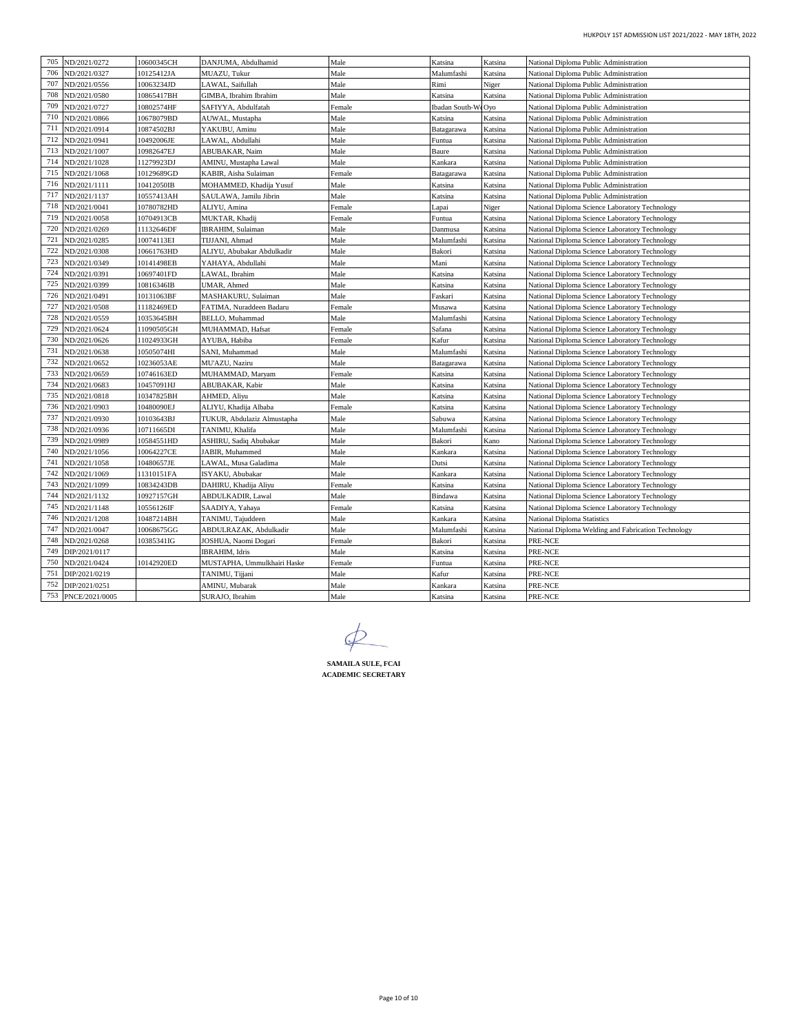| | | | | | | | |
|---|---|---|---|---|---|---|---|
| 705 | ND/2021/0272 | 10600345CH | DANJUMA, Abdulhamid | Male | Katsina | Katsina | National Diploma Public Administration |
| 706 | ND/2021/0327 | 10125412JA | MUAZU, Tukur | Male | Malumfashi | Katsina | National Diploma Public Administration |
| 707 | ND/2021/0556 | 10063234JD | LAWAL, Saifullah | Male | Rimi | Niger | National Diploma Public Administration |
| 708 | ND/2021/0580 | 10865417BH | GIMBA, Ibrahim Ibrahim | Male | Katsina | Katsina | National Diploma Public Administration |
| 709 | ND/2021/0727 | 10802574HF | SAFIYYA, Abdulfatah | Female | Ibadan South-We | Oyo | National Diploma Public Administration |
| 710 | ND/2021/0866 | 10678079BD | AUWAL, Mustapha | Male | Katsina | Katsina | National Diploma Public Administration |
| 711 | ND/2021/0914 | 10874502BJ | YAKUBU, Aminu | Male | Batagarawa | Katsina | National Diploma Public Administration |
| 712 | ND/2021/0941 | 10492006JE | LAWAL, Abdullahi | Male | Funtua | Katsina | National Diploma Public Administration |
| 713 | ND/2021/1007 | 10982647EJ | ABUBAKAR, Naim | Male | Baure | Katsina | National Diploma Public Administration |
| 714 | ND/2021/1028 | 11279923DJ | AMINU, Mustapha Lawal | Male | Kankara | Katsina | National Diploma Public Administration |
| 715 | ND/2021/1068 | 10129689GD | KABIR, Aisha Sulaiman | Female | Batagarawa | Katsina | National Diploma Public Administration |
| 716 | ND/2021/1111 | 10412050IB | MOHAMMED, Khadija Yusuf | Male | Katsina | Katsina | National Diploma Public Administration |
| 717 | ND/2021/1137 | 10557413AH | SAULAWA, Jamilu Jibrin | Male | Katsina | Katsina | National Diploma Public Administration |
| 718 | ND/2021/0041 | 10780782HD | ALIYU, Amina | Female | Lapai | Niger | National Diploma Science Laboratory Technology |
| 719 | ND/2021/0058 | 10704913CB | MUKTAR, Khadij | Female | Funtua | Katsina | National Diploma Science Laboratory Technology |
| 720 | ND/2021/0269 | 11132646DF | IBRAHIM, Sulaiman | Male | Danmusa | Katsina | National Diploma Science Laboratory Technology |
| 721 | ND/2021/0285 | 10074113EI | TIJJANI, Ahmad | Male | Malumfashi | Katsina | National Diploma Science Laboratory Technology |
| 722 | ND/2021/0308 | 10661763HD | ALIYU, Abubakar Abdulkadir | Male | Bakori | Katsina | National Diploma Science Laboratory Technology |
| 723 | ND/2021/0349 | 10141498EB | YAHAYA, Abdullahi | Male | Mani | Katsina | National Diploma Science Laboratory Technology |
| 724 | ND/2021/0391 | 10697401FD | LAWAL, Ibrahim | Male | Katsina | Katsina | National Diploma Science Laboratory Technology |
| 725 | ND/2021/0399 | 10816346IB | UMAR, Ahmed | Male | Katsina | Katsina | National Diploma Science Laboratory Technology |
| 726 | ND/2021/0491 | 10131063BF | MASHAKURU, Sulaiman | Male | Faskari | Katsina | National Diploma Science Laboratory Technology |
| 727 | ND/2021/0508 | 11182469ED | FATIMA, Nuraddeen Badaru | Female | Musawa | Katsina | National Diploma Science Laboratory Technology |
| 728 | ND/2021/0559 | 10353645BH | BELLO, Muhammad | Male | Malumfashi | Katsina | National Diploma Science Laboratory Technology |
| 729 | ND/2021/0624 | 11090505GH | MUHAMMAD, Hafsat | Female | Safana | Katsina | National Diploma Science Laboratory Technology |
| 730 | ND/2021/0626 | 11024933GH | AYUBA, Habiba | Female | Kafur | Katsina | National Diploma Science Laboratory Technology |
| 731 | ND/2021/0638 | 10505074HI | SANI, Muhammad | Male | Malumfashi | Katsina | National Diploma Science Laboratory Technology |
| 732 | ND/2021/0652 | 10236053AE | MU'AZU, Naziru | Male | Batagarawa | Katsina | National Diploma Science Laboratory Technology |
| 733 | ND/2021/0659 | 10746163ED | MUHAMMAD, Maryam | Female | Katsina | Katsina | National Diploma Science Laboratory Technology |
| 734 | ND/2021/0683 | 10457091HJ | ABUBAKAR, Kabir | Male | Katsina | Katsina | National Diploma Science Laboratory Technology |
| 735 | ND/2021/0818 | 10347825BH | AHMED, Aliyu | Male | Katsina | Katsina | National Diploma Science Laboratory Technology |
| 736 | ND/2021/0903 | 10480090EJ | ALIYU, Khadija Albaba | Female | Katsina | Katsina | National Diploma Science Laboratory Technology |
| 737 | ND/2021/0930 | 10103643BJ | TUKUR, Abdulaziz Almustapha | Male | Sabuwa | Katsina | National Diploma Science Laboratory Technology |
| 738 | ND/2021/0936 | 10711665DI | TANIMU, Khalifa | Male | Malumfashi | Katsina | National Diploma Science Laboratory Technology |
| 739 | ND/2021/0989 | 10584551HD | ASHIRU, Sadiq Abubakar | Male | Bakori | Kano | National Diploma Science Laboratory Technology |
| 740 | ND/2021/1056 | 10064227CE | JABIR, Muhammed | Male | Kankara | Katsina | National Diploma Science Laboratory Technology |
| 741 | ND/2021/1058 | 10480657JE | LAWAL, Musa Galadima | Male | Dutsi | Katsina | National Diploma Science Laboratory Technology |
| 742 | ND/2021/1069 | 11310151FA | ISYAKU, Abubakar | Male | Kankara | Katsina | National Diploma Science Laboratory Technology |
| 743 | ND/2021/1099 | 10834243DB | DAHIRU, Khadija Aliyu | Female | Katsina | Katsina | National Diploma Science Laboratory Technology |
| 744 | ND/2021/1132 | 10927157GH | ABDULKADIR, Lawal | Male | Bindawa | Katsina | National Diploma Science Laboratory Technology |
| 745 | ND/2021/1148 | 10556126IF | SAADIYA, Yahaya | Female | Katsina | Katsina | National Diploma Science Laboratory Technology |
| 746 | ND/2021/1208 | 10487214BH | TANIMU, Tajuddeen | Male | Kankara | Katsina | National Diploma Statistics |
| 747 | ND/2021/0047 | 10068675GG | ABDULRAZAK, Abdulkadir | Male | Malumfashi | Katsina | National Diploma Welding and Fabrication Technology |
| 748 | ND/2021/0268 | 10385341IG | JOSHUA, Naomi Dogari | Female | Bakori | Katsina | PRE-NCE |
| 749 | DIP/2021/0117 | | IBRAHIM, Idris | Male | Katsina | Katsina | PRE-NCE |
| 750 | ND/2021/0424 | 10142920ED | MUSTAPHA, Ummulkhairi Haske | Female | Funtua | Katsina | PRE-NCE |
| 751 | DIP/2021/0219 | | TANIMU, Tijjani | Male | Kafur | Katsina | PRE-NCE |
| 752 | DIP/2021/0251 | | AMINU, Mubarak | Male | Kankara | Katsina | PRE-NCE |
| 753 | PNCE/2021/0005 | | SURAJO, Ibrahim | Male | Katsina | Katsina | PRE-NCE |

**SAMAILA SULE, FCAI**
**ACADEMIC SECRETARY**